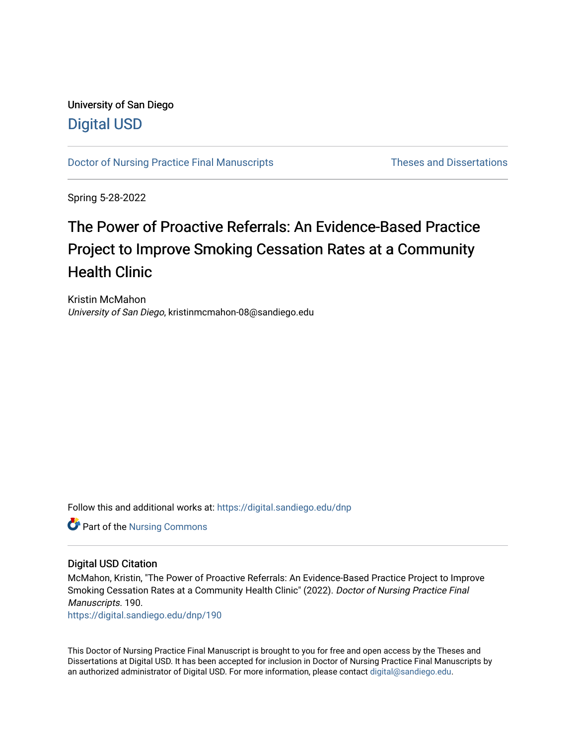University of San Diego

Digital USD

Doctor of Nursing Practice Final Manuscripts

Theses and Dissertations

Spring 5-28-2022

# The Power of Proactive Referrals: An Evidence-Based Practice Project to Improve Smoking Cessation Rates at a Community Health Clinic

Kristin McMahon

*University of San Diego*, kristinmcmahon-08@sandiego.edu

Follow this and additional works at: https://digital.sandiego.edu/dnp

Part of the Nursing Commons

## Digital USD Citation

McMahon, Kristin, "The Power of Proactive Referrals: An Evidence-Based Practice Project to Improve Smoking Cessation Rates at a Community Health Clinic" (2022). *Doctor of Nursing Practice Final Manuscripts*. 190.

https://digital.sandiego.edu/dnp/190

This Doctor of Nursing Practice Final Manuscript is brought to you for free and open access by the Theses and Dissertations at Digital USD. It has been accepted for inclusion in Doctor of Nursing Practice Final Manuscripts by an authorized administrator of Digital USD. For more information, please contact digital@sandiego.edu.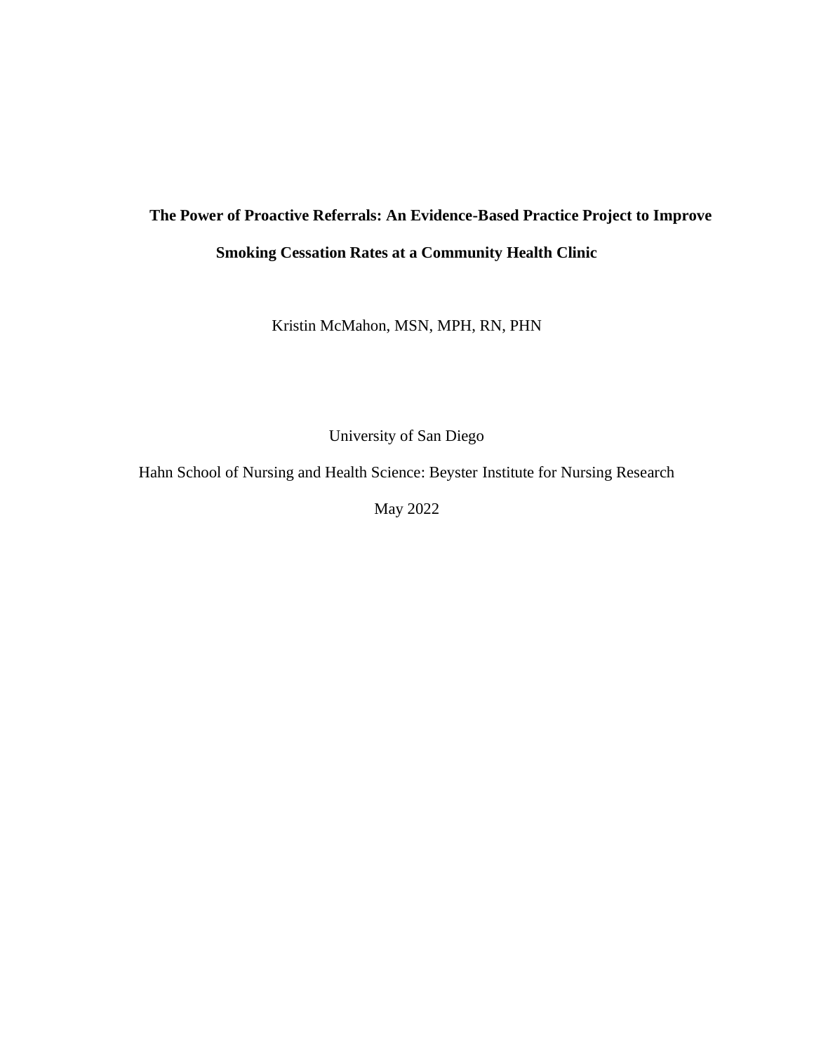**The Power of Proactive Referrals: An Evidence-Based Practice Project to Improve Smoking Cessation Rates at a Community Health Clinic**

Kristin McMahon, MSN, MPH, RN, PHN

University of San Diego

Hahn School of Nursing and Health Science: Beyster Institute for Nursing Research

May 2022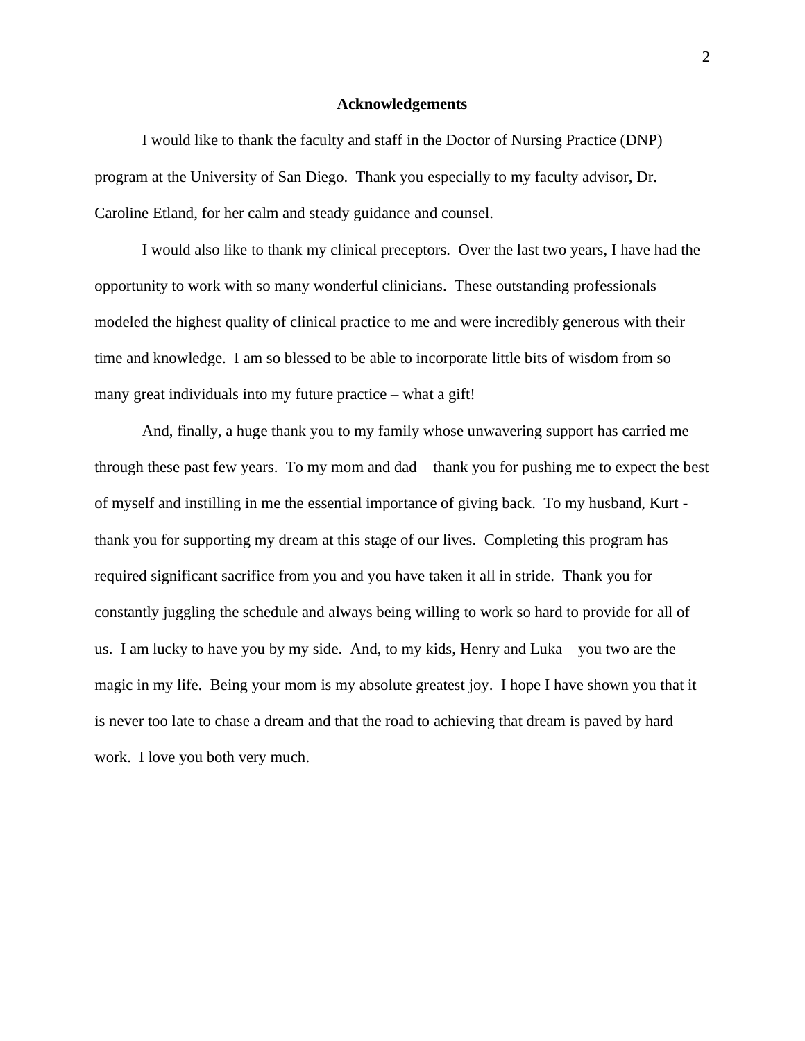## Acknowledgements

I would like to thank the faculty and staff in the Doctor of Nursing Practice (DNP) program at the University of San Diego. Thank you especially to my faculty advisor, Dr. Caroline Etland, for her calm and steady guidance and counsel.

I would also like to thank my clinical preceptors. Over the last two years, I have had the opportunity to work with so many wonderful clinicians. These outstanding professionals modeled the highest quality of clinical practice to me and were incredibly generous with their time and knowledge. I am so blessed to be able to incorporate little bits of wisdom from so many great individuals into my future practice – what a gift!

And, finally, a huge thank you to my family whose unwavering support has carried me through these past few years. To my mom and dad – thank you for pushing me to expect the best of myself and instilling in me the essential importance of giving back. To my husband, Kurt - thank you for supporting my dream at this stage of our lives. Completing this program has required significant sacrifice from you and you have taken it all in stride. Thank you for constantly juggling the schedule and always being willing to work so hard to provide for all of us. I am lucky to have you by my side. And, to my kids, Henry and Luka – you two are the magic in my life. Being your mom is my absolute greatest joy. I hope I have shown you that it is never too late to chase a dream and that the road to achieving that dream is paved by hard work. I love you both very much.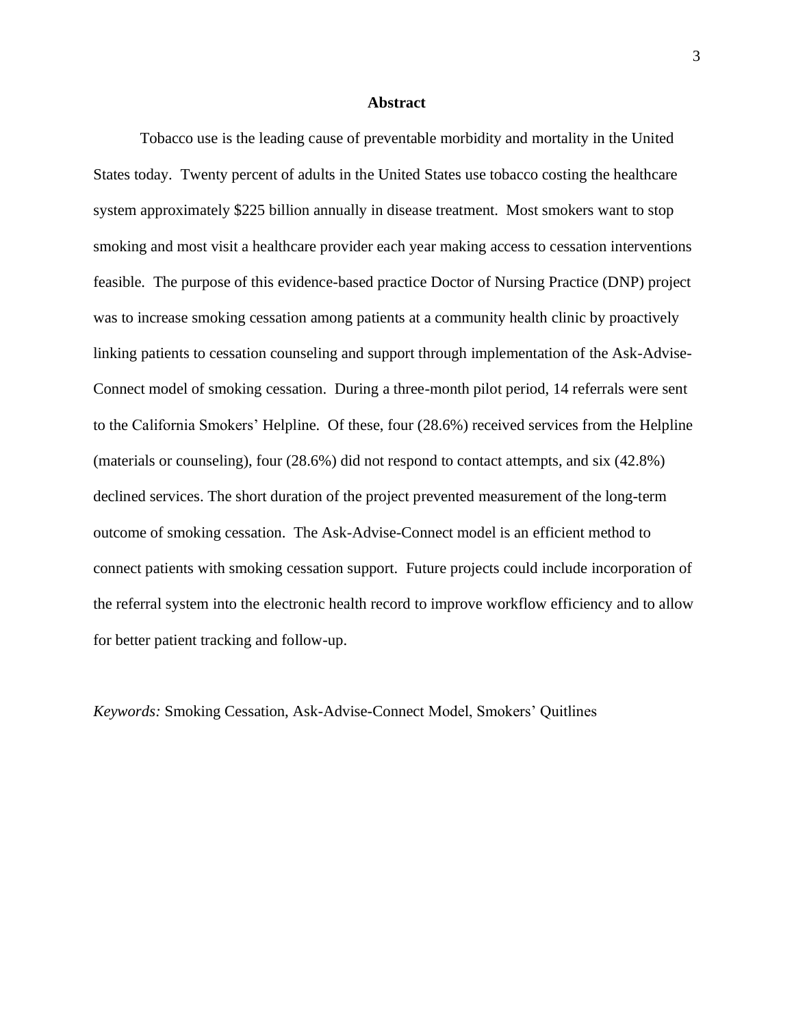## Abstract

Tobacco use is the leading cause of preventable morbidity and mortality in the United States today. Twenty percent of adults in the United States use tobacco costing the healthcare system approximately $225 billion annually in disease treatment. Most smokers want to stop smoking and most visit a healthcare provider each year making access to cessation interventions feasible. The purpose of this evidence-based practice Doctor of Nursing Practice (DNP) project was to increase smoking cessation among patients at a community health clinic by proactively linking patients to cessation counseling and support through implementation of the Ask-Advise-Connect model of smoking cessation. During a three-month pilot period, 14 referrals were sent to the California Smokers' Helpline. Of these, four (28.6%) received services from the Helpline (materials or counseling), four (28.6%) did not respond to contact attempts, and six (42.8%) declined services. The short duration of the project prevented measurement of the long-term outcome of smoking cessation. The Ask-Advise-Connect model is an efficient method to connect patients with smoking cessation support. Future projects could include incorporation of the referral system into the electronic health record to improve workflow efficiency and to allow for better patient tracking and follow-up.

*Keywords:* Smoking Cessation, Ask-Advise-Connect Model, Smokers' Quitlines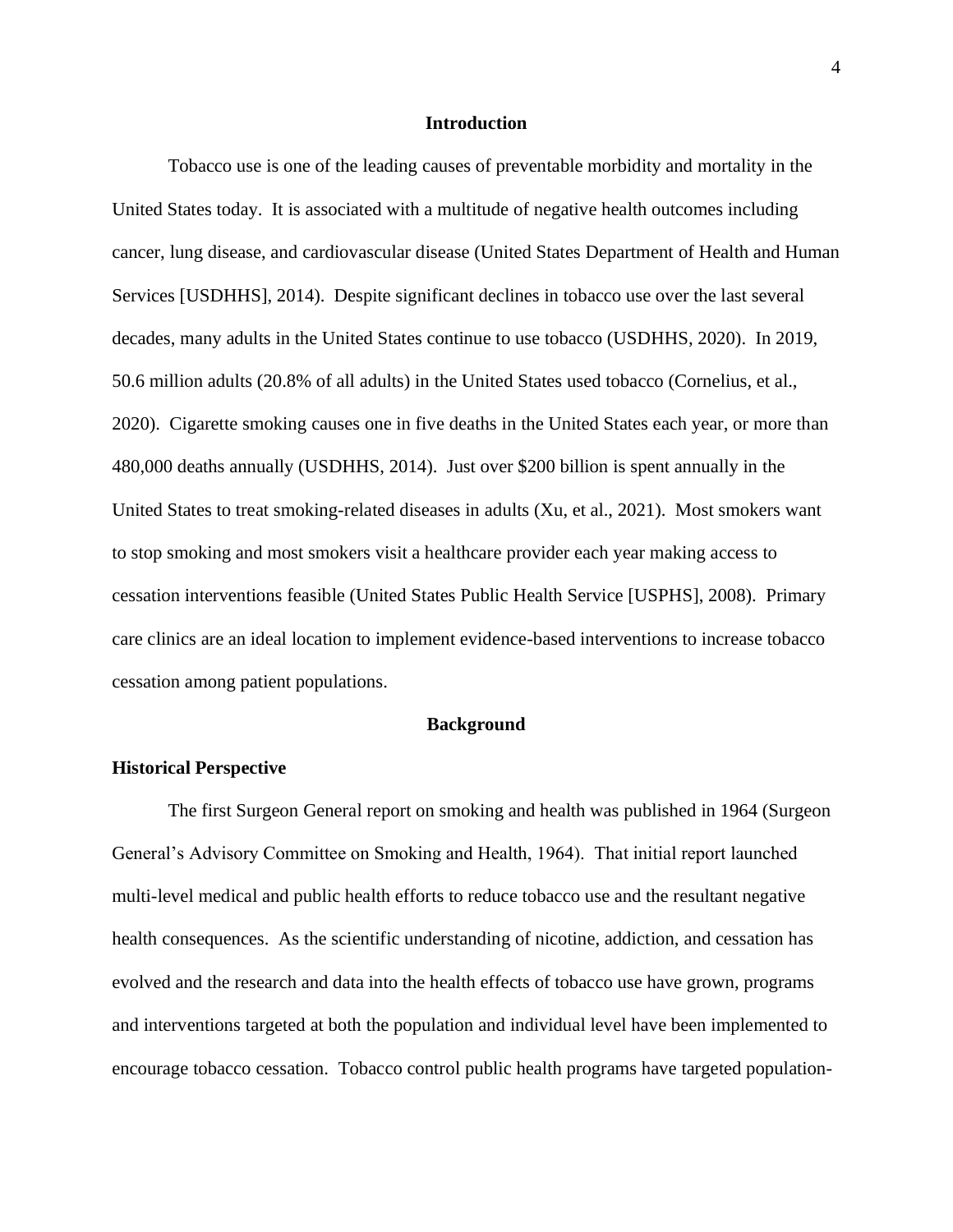## Introduction

Tobacco use is one of the leading causes of preventable morbidity and mortality in the United States today. It is associated with a multitude of negative health outcomes including cancer, lung disease, and cardiovascular disease (United States Department of Health and Human Services [USDHHS], 2014). Despite significant declines in tobacco use over the last several decades, many adults in the United States continue to use tobacco (USDHHS, 2020). In 2019, 50.6 million adults (20.8% of all adults) in the United States used tobacco (Cornelius, et al., 2020). Cigarette smoking causes one in five deaths in the United States each year, or more than 480,000 deaths annually (USDHHS, 2014). Just over $200 billion is spent annually in the United States to treat smoking-related diseases in adults (Xu, et al., 2021). Most smokers want to stop smoking and most smokers visit a healthcare provider each year making access to cessation interventions feasible (United States Public Health Service [USPHS], 2008). Primary care clinics are an ideal location to implement evidence-based interventions to increase tobacco cessation among patient populations.

## Background

### Historical Perspective

The first Surgeon General report on smoking and health was published in 1964 (Surgeon General's Advisory Committee on Smoking and Health, 1964). That initial report launched multi-level medical and public health efforts to reduce tobacco use and the resultant negative health consequences. As the scientific understanding of nicotine, addiction, and cessation has evolved and the research and data into the health effects of tobacco use have grown, programs and interventions targeted at both the population and individual level have been implemented to encourage tobacco cessation. Tobacco control public health programs have targeted population-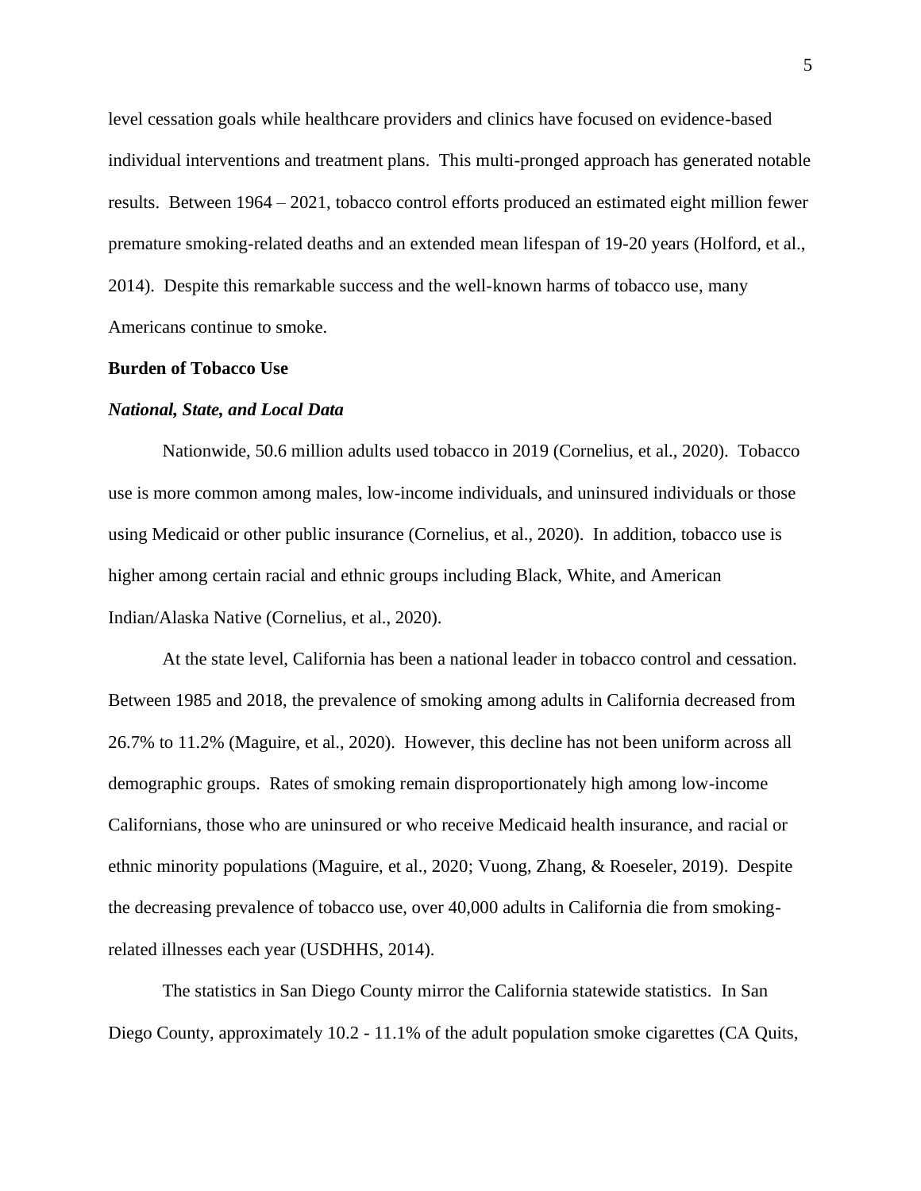level cessation goals while healthcare providers and clinics have focused on evidence-based individual interventions and treatment plans. This multi-pronged approach has generated notable results. Between 1964 – 2021, tobacco control efforts produced an estimated eight million fewer premature smoking-related deaths and an extended mean lifespan of 19-20 years (Holford, et al., 2014). Despite this remarkable success and the well-known harms of tobacco use, many Americans continue to smoke.

## Burden of Tobacco Use

### *National, State, and Local Data*

Nationwide, 50.6 million adults used tobacco in 2019 (Cornelius, et al., 2020). Tobacco use is more common among males, low-income individuals, and uninsured individuals or those using Medicaid or other public insurance (Cornelius, et al., 2020). In addition, tobacco use is higher among certain racial and ethnic groups including Black, White, and American Indian/Alaska Native (Cornelius, et al., 2020).

At the state level, California has been a national leader in tobacco control and cessation. Between 1985 and 2018, the prevalence of smoking among adults in California decreased from 26.7% to 11.2% (Maguire, et al., 2020). However, this decline has not been uniform across all demographic groups. Rates of smoking remain disproportionately high among low-income Californians, those who are uninsured or who receive Medicaid health insurance, and racial or ethnic minority populations (Maguire, et al., 2020; Vuong, Zhang, & Roeseler, 2019). Despite the decreasing prevalence of tobacco use, over 40,000 adults in California die from smoking-related illnesses each year (USDHHS, 2014).

The statistics in San Diego County mirror the California statewide statistics. In San Diego County, approximately 10.2 - 11.1% of the adult population smoke cigarettes (CA Quits,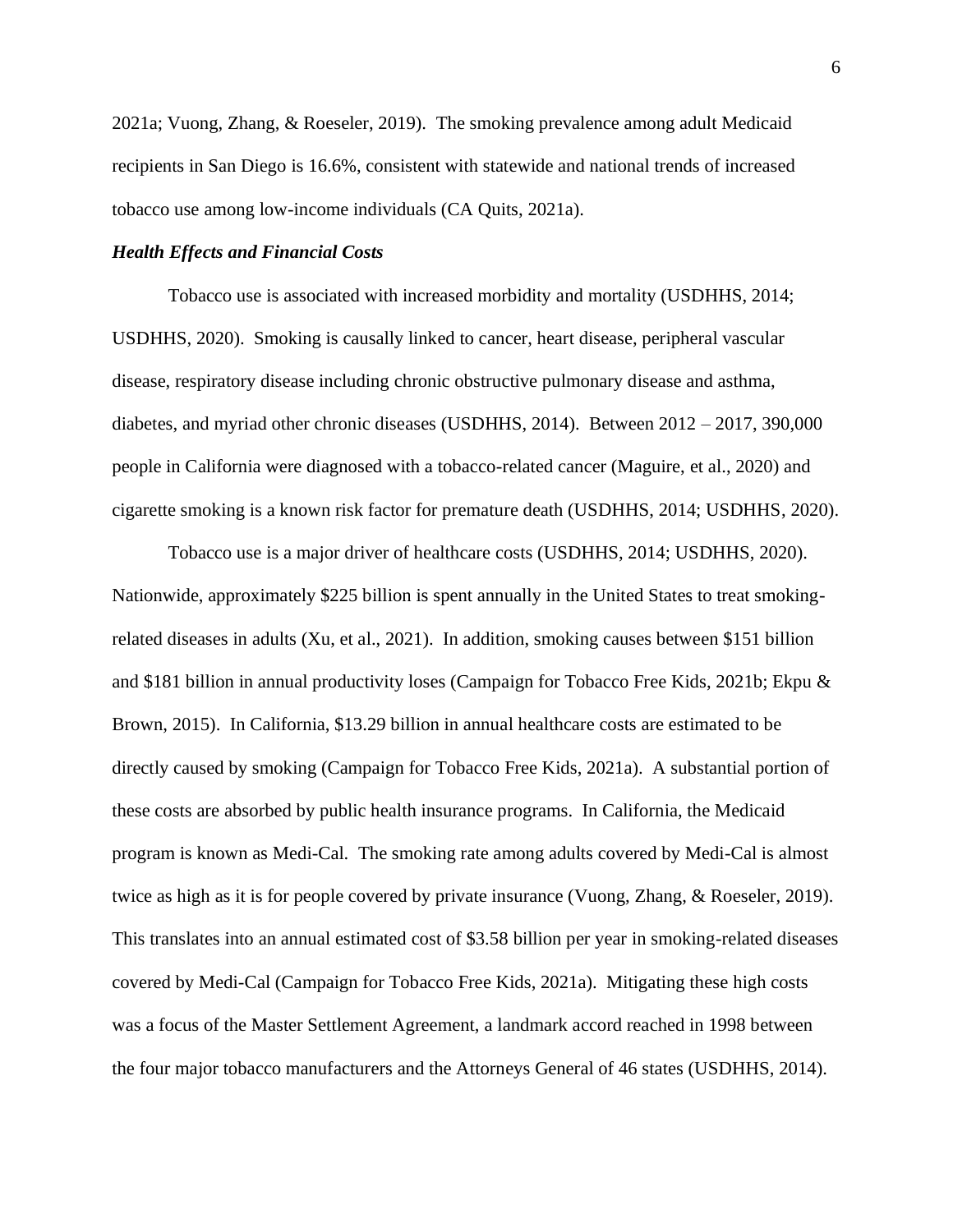2021a; Vuong, Zhang, & Roeseler, 2019). The smoking prevalence among adult Medicaid recipients in San Diego is 16.6%, consistent with statewide and national trends of increased tobacco use among low-income individuals (CA Quits, 2021a).

### *Health Effects and Financial Costs*

Tobacco use is associated with increased morbidity and mortality (USDHHS, 2014; USDHHS, 2020). Smoking is causally linked to cancer, heart disease, peripheral vascular disease, respiratory disease including chronic obstructive pulmonary disease and asthma, diabetes, and myriad other chronic diseases (USDHHS, 2014). Between 2012 – 2017, 390,000 people in California were diagnosed with a tobacco-related cancer (Maguire, et al., 2020) and cigarette smoking is a known risk factor for premature death (USDHHS, 2014; USDHHS, 2020).

Tobacco use is a major driver of healthcare costs (USDHHS, 2014; USDHHS, 2020). Nationwide, approximately $225 billion is spent annually in the United States to treat smoking-related diseases in adults (Xu, et al., 2021). In addition, smoking causes between $151 billion and $181 billion in annual productivity loses (Campaign for Tobacco Free Kids, 2021b; Ekpu & Brown, 2015). In California, $13.29 billion in annual healthcare costs are estimated to be directly caused by smoking (Campaign for Tobacco Free Kids, 2021a). A substantial portion of these costs are absorbed by public health insurance programs. In California, the Medicaid program is known as Medi-Cal. The smoking rate among adults covered by Medi-Cal is almost twice as high as it is for people covered by private insurance (Vuong, Zhang, & Roeseler, 2019). This translates into an annual estimated cost of $3.58 billion per year in smoking-related diseases covered by Medi-Cal (Campaign for Tobacco Free Kids, 2021a). Mitigating these high costs was a focus of the Master Settlement Agreement, a landmark accord reached in 1998 between the four major tobacco manufacturers and the Attorneys General of 46 states (USDHHS, 2014).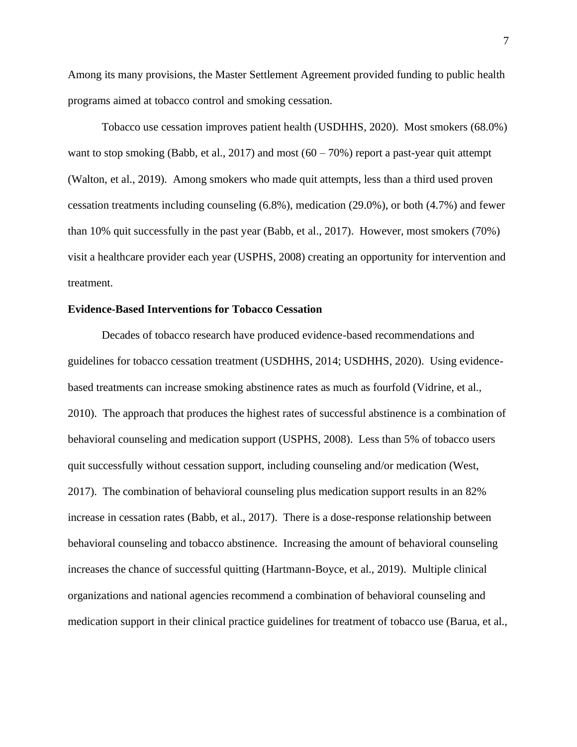Among its many provisions, the Master Settlement Agreement provided funding to public health programs aimed at tobacco control and smoking cessation.

Tobacco use cessation improves patient health (USDHHS, 2020). Most smokers (68.0%) want to stop smoking (Babb, et al., 2017) and most (60 – 70%) report a past-year quit attempt (Walton, et al., 2019). Among smokers who made quit attempts, less than a third used proven cessation treatments including counseling (6.8%), medication (29.0%), or both (4.7%) and fewer than 10% quit successfully in the past year (Babb, et al., 2017). However, most smokers (70%) visit a healthcare provider each year (USPHS, 2008) creating an opportunity for intervention and treatment.

**Evidence-Based Interventions for Tobacco Cessation**

Decades of tobacco research have produced evidence-based recommendations and guidelines for tobacco cessation treatment (USDHHS, 2014; USDHHS, 2020). Using evidence-based treatments can increase smoking abstinence rates as much as fourfold (Vidrine, et al., 2010). The approach that produces the highest rates of successful abstinence is a combination of behavioral counseling and medication support (USPHS, 2008). Less than 5% of tobacco users quit successfully without cessation support, including counseling and/or medication (West, 2017). The combination of behavioral counseling plus medication support results in an 82% increase in cessation rates (Babb, et al., 2017). There is a dose-response relationship between behavioral counseling and tobacco abstinence. Increasing the amount of behavioral counseling increases the chance of successful quitting (Hartmann-Boyce, et al., 2019). Multiple clinical organizations and national agencies recommend a combination of behavioral counseling and medication support in their clinical practice guidelines for treatment of tobacco use (Barua, et al.,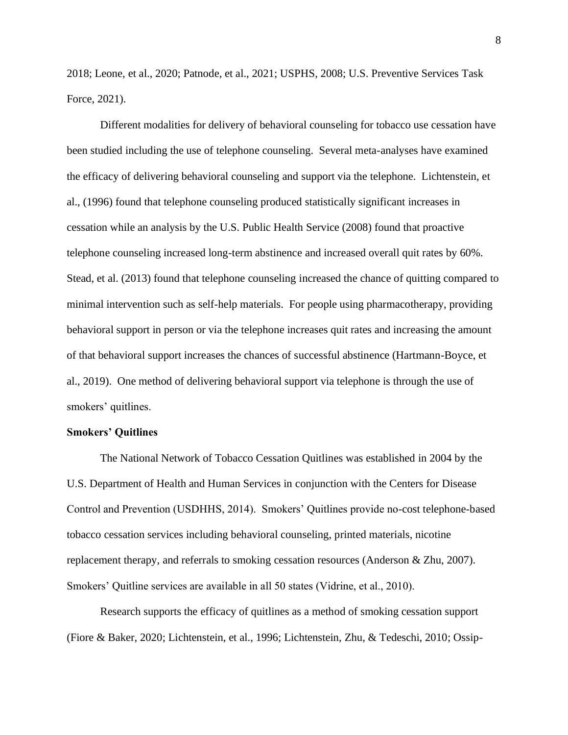2018; Leone, et al., 2020; Patnode, et al., 2021; USPHS, 2008; U.S. Preventive Services Task Force, 2021).

Different modalities for delivery of behavioral counseling for tobacco use cessation have been studied including the use of telephone counseling. Several meta-analyses have examined the efficacy of delivering behavioral counseling and support via the telephone. Lichtenstein, et al., (1996) found that telephone counseling produced statistically significant increases in cessation while an analysis by the U.S. Public Health Service (2008) found that proactive telephone counseling increased long-term abstinence and increased overall quit rates by 60%. Stead, et al. (2013) found that telephone counseling increased the chance of quitting compared to minimal intervention such as self-help materials. For people using pharmacotherapy, providing behavioral support in person or via the telephone increases quit rates and increasing the amount of that behavioral support increases the chances of successful abstinence (Hartmann-Boyce, et al., 2019). One method of delivering behavioral support via telephone is through the use of smokers' quitlines.

**Smokers' Quitlines**

The National Network of Tobacco Cessation Quitlines was established in 2004 by the U.S. Department of Health and Human Services in conjunction with the Centers for Disease Control and Prevention (USDHHS, 2014). Smokers' Quitlines provide no-cost telephone-based tobacco cessation services including behavioral counseling, printed materials, nicotine replacement therapy, and referrals to smoking cessation resources (Anderson & Zhu, 2007). Smokers' Quitline services are available in all 50 states (Vidrine, et al., 2010).

Research supports the efficacy of quitlines as a method of smoking cessation support (Fiore & Baker, 2020; Lichtenstein, et al., 1996; Lichtenstein, Zhu, & Tedeschi, 2010; Ossip-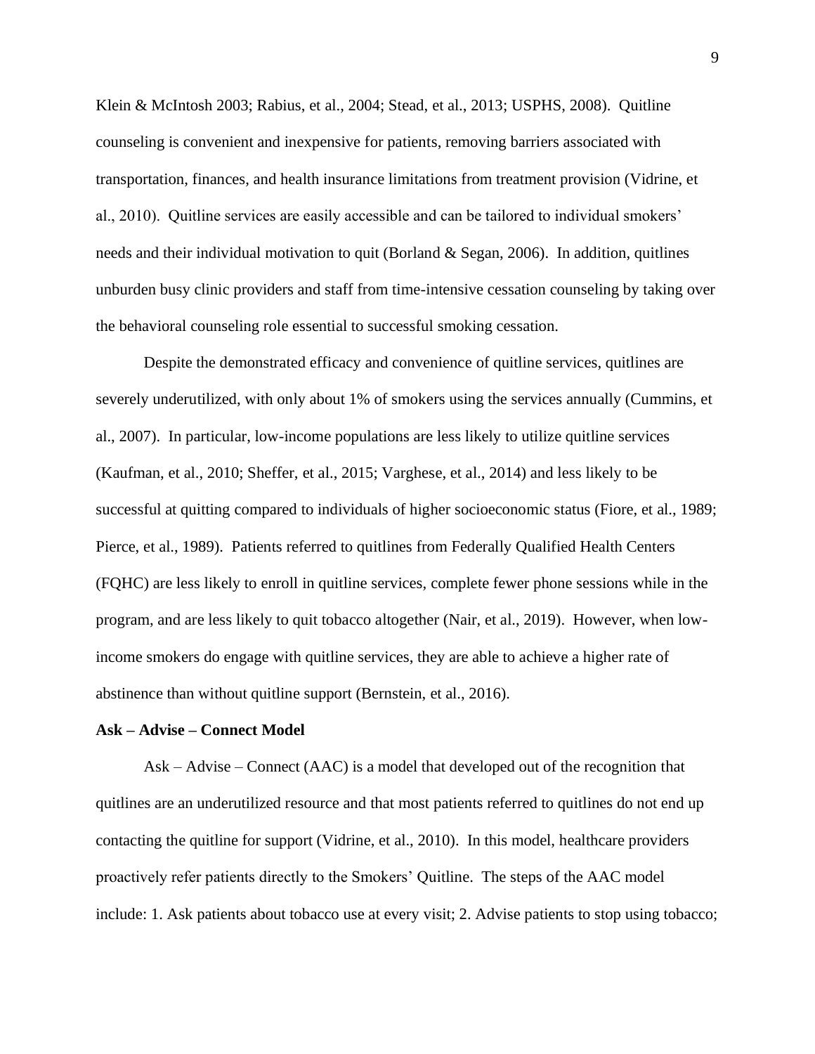Klein & McIntosh 2003; Rabius, et al., 2004; Stead, et al., 2013; USPHS, 2008). Quitline counseling is convenient and inexpensive for patients, removing barriers associated with transportation, finances, and health insurance limitations from treatment provision (Vidrine, et al., 2010). Quitline services are easily accessible and can be tailored to individual smokers' needs and their individual motivation to quit (Borland & Segan, 2006). In addition, quitlines unburden busy clinic providers and staff from time-intensive cessation counseling by taking over the behavioral counseling role essential to successful smoking cessation.

Despite the demonstrated efficacy and convenience of quitline services, quitlines are severely underutilized, with only about 1% of smokers using the services annually (Cummins, et al., 2007). In particular, low-income populations are less likely to utilize quitline services (Kaufman, et al., 2010; Sheffer, et al., 2015; Varghese, et al., 2014) and less likely to be successful at quitting compared to individuals of higher socioeconomic status (Fiore, et al., 1989; Pierce, et al., 1989). Patients referred to quitlines from Federally Qualified Health Centers (FQHC) are less likely to enroll in quitline services, complete fewer phone sessions while in the program, and are less likely to quit tobacco altogether (Nair, et al., 2019). However, when low-income smokers do engage with quitline services, they are able to achieve a higher rate of abstinence than without quitline support (Bernstein, et al., 2016).

**Ask – Advise – Connect Model**

Ask – Advise – Connect (AAC) is a model that developed out of the recognition that quitlines are an underutilized resource and that most patients referred to quitlines do not end up contacting the quitline for support (Vidrine, et al., 2010). In this model, healthcare providers proactively refer patients directly to the Smokers' Quitline. The steps of the AAC model include: 1. Ask patients about tobacco use at every visit; 2. Advise patients to stop using tobacco;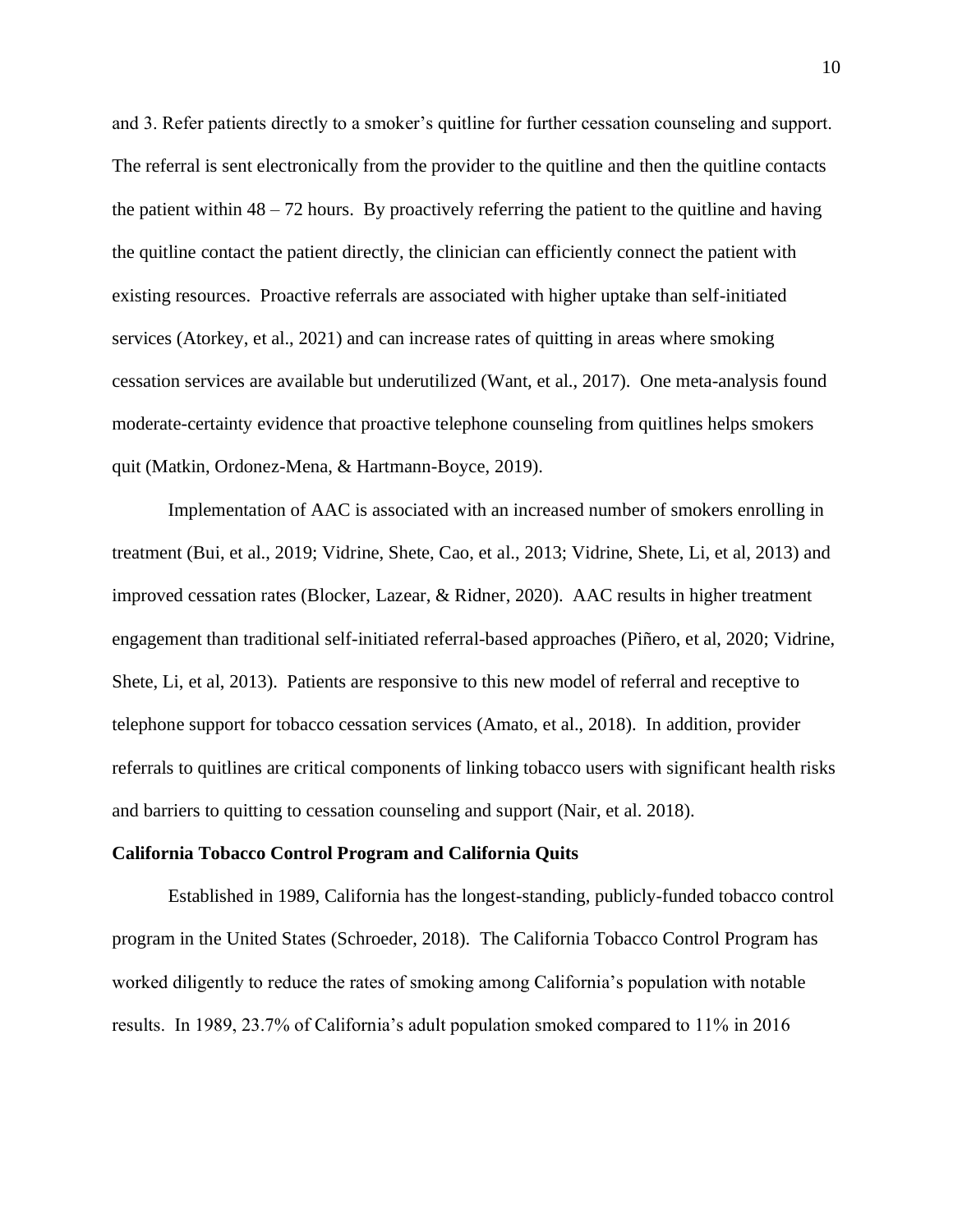and 3. Refer patients directly to a smoker's quitline for further cessation counseling and support. The referral is sent electronically from the provider to the quitline and then the quitline contacts the patient within 48 – 72 hours. By proactively referring the patient to the quitline and having the quitline contact the patient directly, the clinician can efficiently connect the patient with existing resources. Proactive referrals are associated with higher uptake than self-initiated services (Atorkey, et al., 2021) and can increase rates of quitting in areas where smoking cessation services are available but underutilized (Want, et al., 2017). One meta-analysis found moderate-certainty evidence that proactive telephone counseling from quitlines helps smokers quit (Matkin, Ordonez-Mena, & Hartmann-Boyce, 2019).

Implementation of AAC is associated with an increased number of smokers enrolling in treatment (Bui, et al., 2019; Vidrine, Shete, Cao, et al., 2013; Vidrine, Shete, Li, et al, 2013) and improved cessation rates (Blocker, Lazear, & Ridner, 2020). AAC results in higher treatment engagement than traditional self-initiated referral-based approaches (Piñero, et al, 2020; Vidrine, Shete, Li, et al, 2013). Patients are responsive to this new model of referral and receptive to telephone support for tobacco cessation services (Amato, et al., 2018). In addition, provider referrals to quitlines are critical components of linking tobacco users with significant health risks and barriers to quitting to cessation counseling and support (Nair, et al. 2018).

**California Tobacco Control Program and California Quits**

Established in 1989, California has the longest-standing, publicly-funded tobacco control program in the United States (Schroeder, 2018). The California Tobacco Control Program has worked diligently to reduce the rates of smoking among California's population with notable results. In 1989, 23.7% of California's adult population smoked compared to 11% in 2016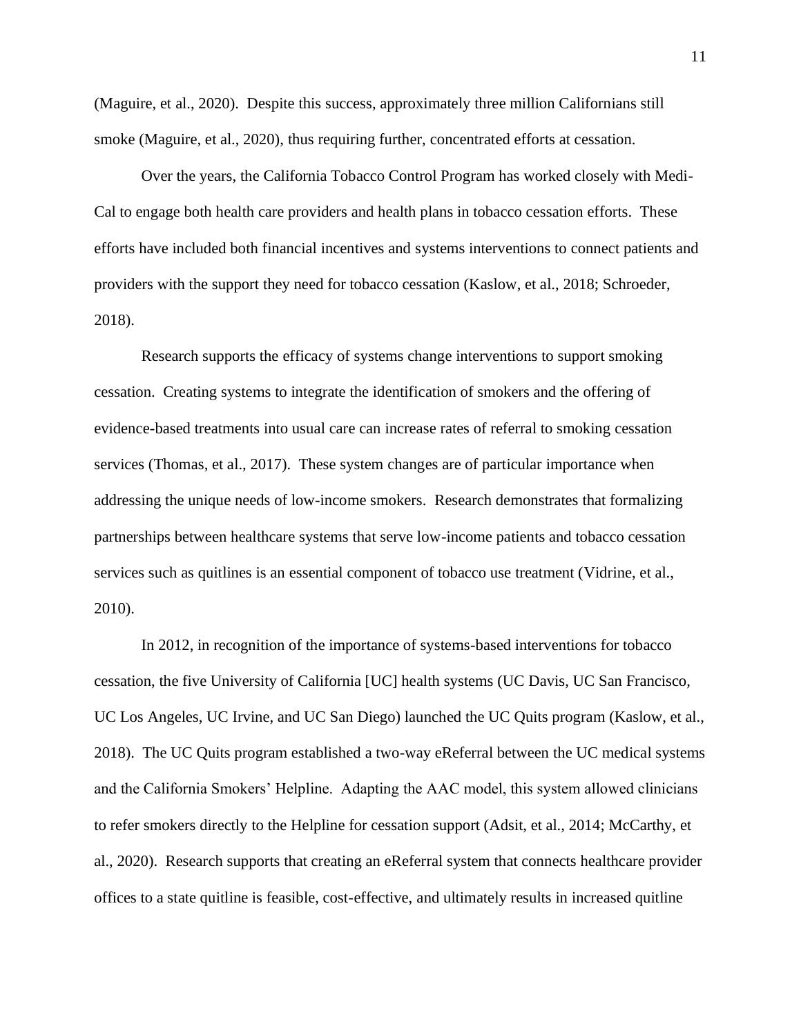(Maguire, et al., 2020). Despite this success, approximately three million Californians still smoke (Maguire, et al., 2020), thus requiring further, concentrated efforts at cessation.

Over the years, the California Tobacco Control Program has worked closely with Medi-Cal to engage both health care providers and health plans in tobacco cessation efforts. These efforts have included both financial incentives and systems interventions to connect patients and providers with the support they need for tobacco cessation (Kaslow, et al., 2018; Schroeder, 2018).

Research supports the efficacy of systems change interventions to support smoking cessation. Creating systems to integrate the identification of smokers and the offering of evidence-based treatments into usual care can increase rates of referral to smoking cessation services (Thomas, et al., 2017). These system changes are of particular importance when addressing the unique needs of low-income smokers. Research demonstrates that formalizing partnerships between healthcare systems that serve low-income patients and tobacco cessation services such as quitlines is an essential component of tobacco use treatment (Vidrine, et al., 2010).

In 2012, in recognition of the importance of systems-based interventions for tobacco cessation, the five University of California [UC] health systems (UC Davis, UC San Francisco, UC Los Angeles, UC Irvine, and UC San Diego) launched the UC Quits program (Kaslow, et al., 2018). The UC Quits program established a two-way eReferral between the UC medical systems and the California Smokers' Helpline. Adapting the AAC model, this system allowed clinicians to refer smokers directly to the Helpline for cessation support (Adsit, et al., 2014; McCarthy, et al., 2020). Research supports that creating an eReferral system that connects healthcare provider offices to a state quitline is feasible, cost-effective, and ultimately results in increased quitline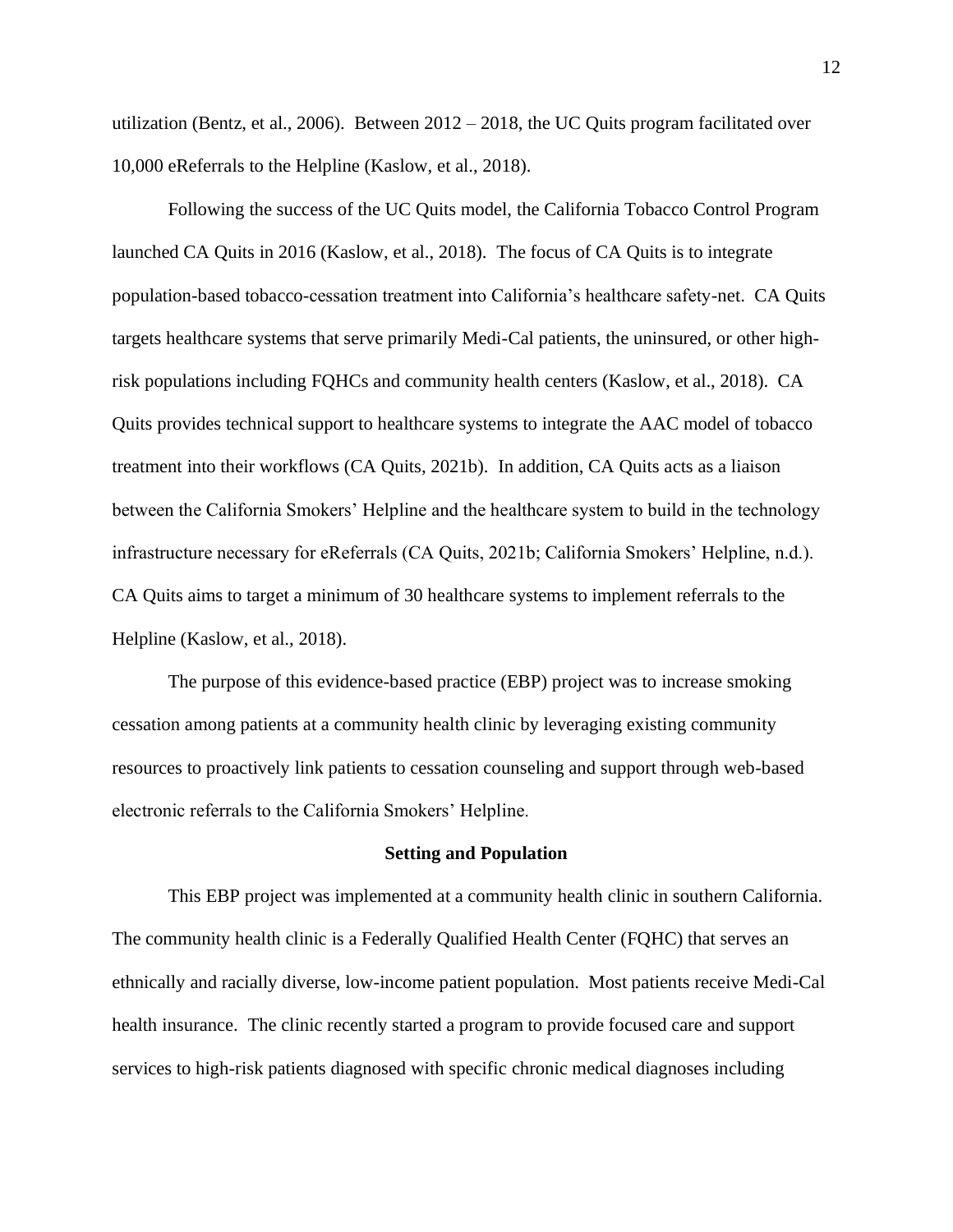utilization (Bentz, et al., 2006). Between 2012 – 2018, the UC Quits program facilitated over 10,000 eReferrals to the Helpline (Kaslow, et al., 2018).

Following the success of the UC Quits model, the California Tobacco Control Program launched CA Quits in 2016 (Kaslow, et al., 2018). The focus of CA Quits is to integrate population-based tobacco-cessation treatment into California's healthcare safety-net. CA Quits targets healthcare systems that serve primarily Medi-Cal patients, the uninsured, or other high-risk populations including FQHCs and community health centers (Kaslow, et al., 2018). CA Quits provides technical support to healthcare systems to integrate the AAC model of tobacco treatment into their workflows (CA Quits, 2021b). In addition, CA Quits acts as a liaison between the California Smokers' Helpline and the healthcare system to build in the technology infrastructure necessary for eReferrals (CA Quits, 2021b; California Smokers' Helpline, n.d.). CA Quits aims to target a minimum of 30 healthcare systems to implement referrals to the Helpline (Kaslow, et al., 2018).

The purpose of this evidence-based practice (EBP) project was to increase smoking cessation among patients at a community health clinic by leveraging existing community resources to proactively link patients to cessation counseling and support through web-based electronic referrals to the California Smokers' Helpline.

## Setting and Population

This EBP project was implemented at a community health clinic in southern California. The community health clinic is a Federally Qualified Health Center (FQHC) that serves an ethnically and racially diverse, low-income patient population. Most patients receive Medi-Cal health insurance. The clinic recently started a program to provide focused care and support services to high-risk patients diagnosed with specific chronic medical diagnoses including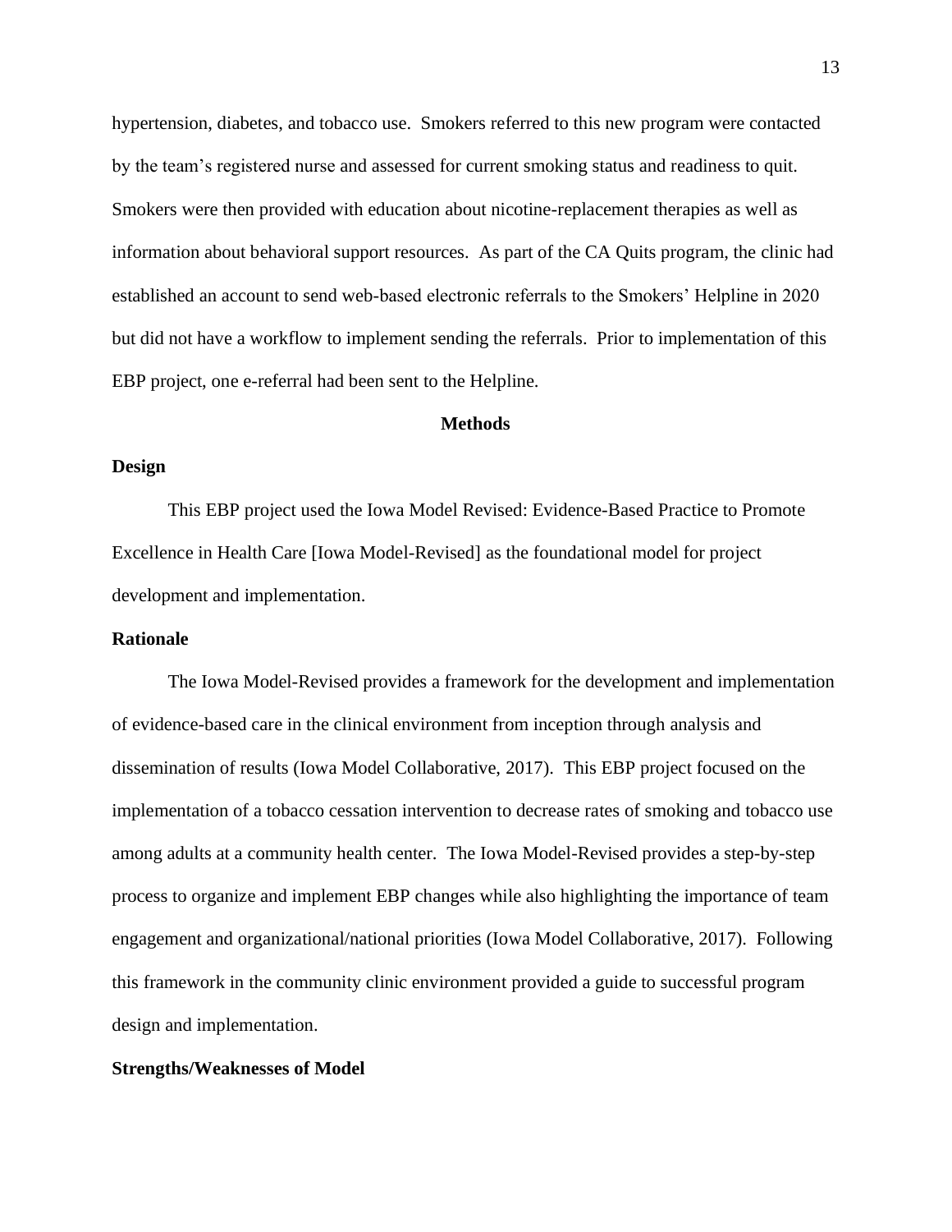hypertension, diabetes, and tobacco use. Smokers referred to this new program were contacted by the team's registered nurse and assessed for current smoking status and readiness to quit. Smokers were then provided with education about nicotine-replacement therapies as well as information about behavioral support resources. As part of the CA Quits program, the clinic had established an account to send web-based electronic referrals to the Smokers' Helpline in 2020 but did not have a workflow to implement sending the referrals. Prior to implementation of this EBP project, one e-referral had been sent to the Helpline.

# Methods

## Design

This EBP project used the Iowa Model Revised: Evidence-Based Practice to Promote Excellence in Health Care [Iowa Model-Revised] as the foundational model for project development and implementation.

## Rationale

The Iowa Model-Revised provides a framework for the development and implementation of evidence-based care in the clinical environment from inception through analysis and dissemination of results (Iowa Model Collaborative, 2017). This EBP project focused on the implementation of a tobacco cessation intervention to decrease rates of smoking and tobacco use among adults at a community health center. The Iowa Model-Revised provides a step-by-step process to organize and implement EBP changes while also highlighting the importance of team engagement and organizational/national priorities (Iowa Model Collaborative, 2017). Following this framework in the community clinic environment provided a guide to successful program design and implementation.

## Strengths/Weaknesses of Model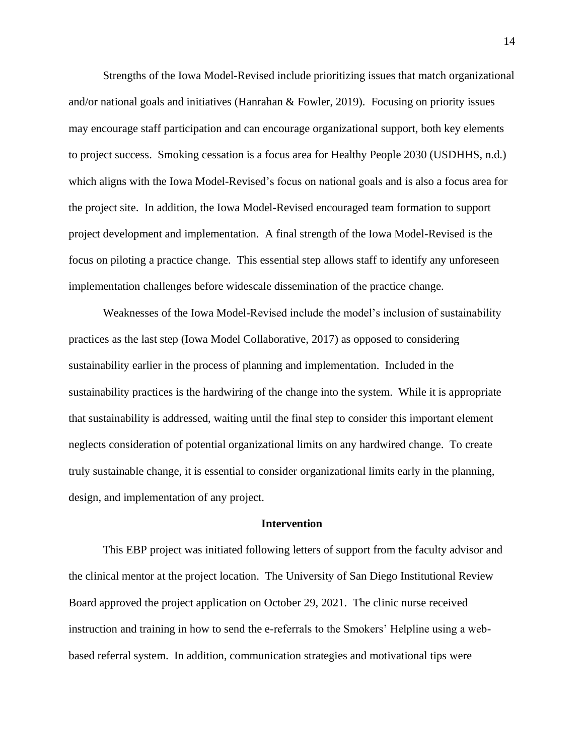Strengths of the Iowa Model-Revised include prioritizing issues that match organizational and/or national goals and initiatives (Hanrahan & Fowler, 2019). Focusing on priority issues may encourage staff participation and can encourage organizational support, both key elements to project success. Smoking cessation is a focus area for Healthy People 2030 (USDHHS, n.d.) which aligns with the Iowa Model-Revised's focus on national goals and is also a focus area for the project site. In addition, the Iowa Model-Revised encouraged team formation to support project development and implementation. A final strength of the Iowa Model-Revised is the focus on piloting a practice change. This essential step allows staff to identify any unforeseen implementation challenges before widescale dissemination of the practice change.

Weaknesses of the Iowa Model-Revised include the model's inclusion of sustainability practices as the last step (Iowa Model Collaborative, 2017) as opposed to considering sustainability earlier in the process of planning and implementation. Included in the sustainability practices is the hardwiring of the change into the system. While it is appropriate that sustainability is addressed, waiting until the final step to consider this important element neglects consideration of potential organizational limits on any hardwired change. To create truly sustainable change, it is essential to consider organizational limits early in the planning, design, and implementation of any project.

## Intervention

This EBP project was initiated following letters of support from the faculty advisor and the clinical mentor at the project location. The University of San Diego Institutional Review Board approved the project application on October 29, 2021. The clinic nurse received instruction and training in how to send the e-referrals to the Smokers' Helpline using a web-based referral system. In addition, communication strategies and motivational tips were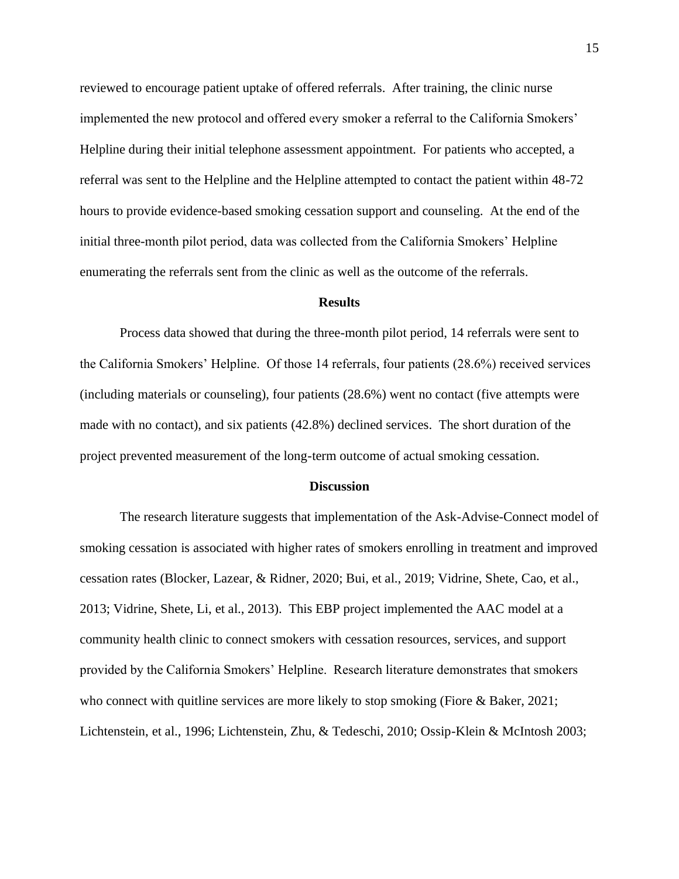reviewed to encourage patient uptake of offered referrals. After training, the clinic nurse implemented the new protocol and offered every smoker a referral to the California Smokers' Helpline during their initial telephone assessment appointment. For patients who accepted, a referral was sent to the Helpline and the Helpline attempted to contact the patient within 48-72 hours to provide evidence-based smoking cessation support and counseling. At the end of the initial three-month pilot period, data was collected from the California Smokers' Helpline enumerating the referrals sent from the clinic as well as the outcome of the referrals.

## Results

Process data showed that during the three-month pilot period, 14 referrals were sent to the California Smokers' Helpline. Of those 14 referrals, four patients (28.6%) received services (including materials or counseling), four patients (28.6%) went no contact (five attempts were made with no contact), and six patients (42.8%) declined services. The short duration of the project prevented measurement of the long-term outcome of actual smoking cessation.

## Discussion

The research literature suggests that implementation of the Ask-Advise-Connect model of smoking cessation is associated with higher rates of smokers enrolling in treatment and improved cessation rates (Blocker, Lazear, & Ridner, 2020; Bui, et al., 2019; Vidrine, Shete, Cao, et al., 2013; Vidrine, Shete, Li, et al., 2013). This EBP project implemented the AAC model at a community health clinic to connect smokers with cessation resources, services, and support provided by the California Smokers' Helpline. Research literature demonstrates that smokers who connect with quitline services are more likely to stop smoking (Fiore & Baker, 2021; Lichtenstein, et al., 1996; Lichtenstein, Zhu, & Tedeschi, 2010; Ossip-Klein & McIntosh 2003;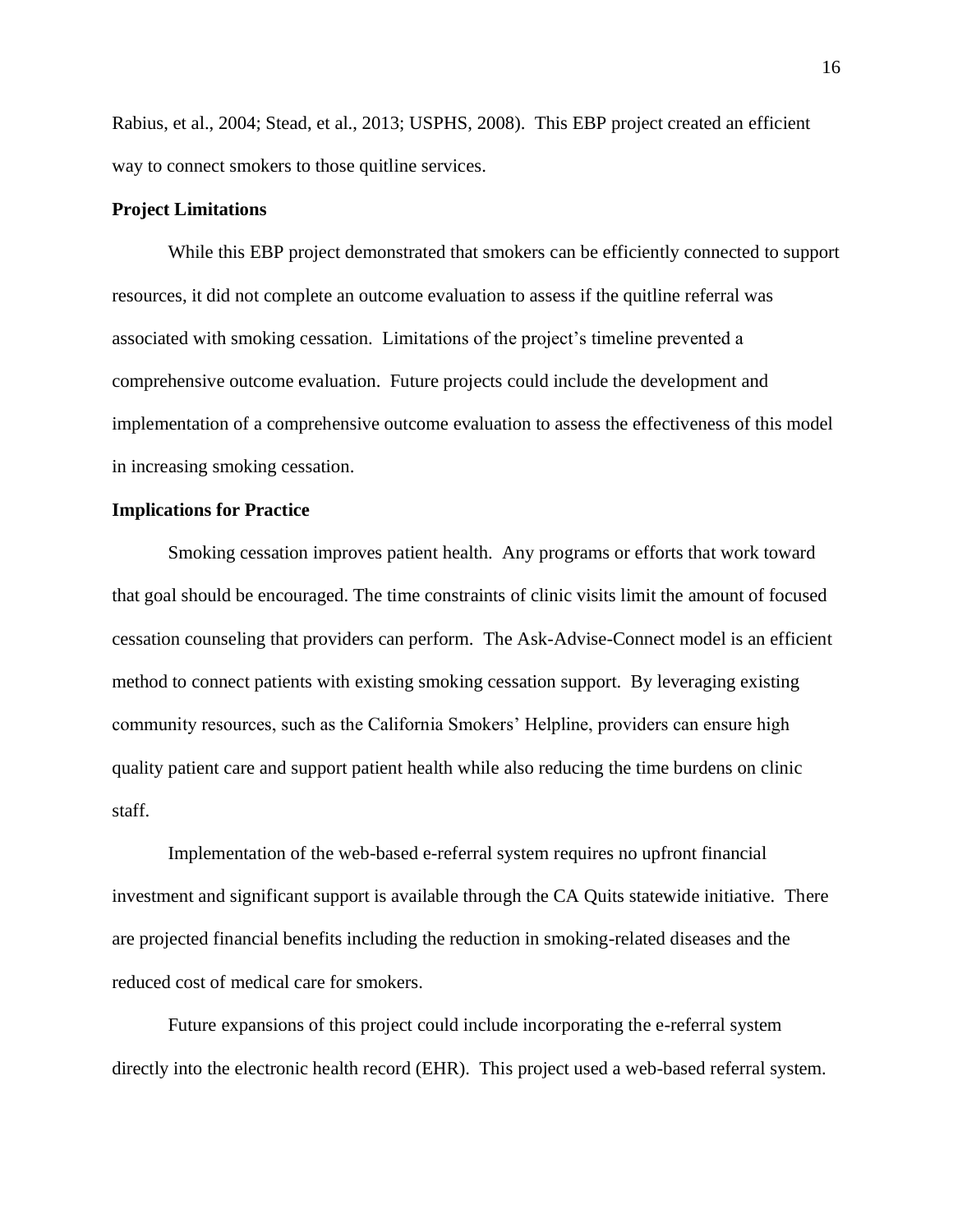Rabius, et al., 2004; Stead, et al., 2013; USPHS, 2008). This EBP project created an efficient way to connect smokers to those quitline services.

**Project Limitations**

While this EBP project demonstrated that smokers can be efficiently connected to support resources, it did not complete an outcome evaluation to assess if the quitline referral was associated with smoking cessation. Limitations of the project's timeline prevented a comprehensive outcome evaluation. Future projects could include the development and implementation of a comprehensive outcome evaluation to assess the effectiveness of this model in increasing smoking cessation.

**Implications for Practice**

Smoking cessation improves patient health. Any programs or efforts that work toward that goal should be encouraged. The time constraints of clinic visits limit the amount of focused cessation counseling that providers can perform. The Ask-Advise-Connect model is an efficient method to connect patients with existing smoking cessation support. By leveraging existing community resources, such as the California Smokers' Helpline, providers can ensure high quality patient care and support patient health while also reducing the time burdens on clinic staff.

Implementation of the web-based e-referral system requires no upfront financial investment and significant support is available through the CA Quits statewide initiative. There are projected financial benefits including the reduction in smoking-related diseases and the reduced cost of medical care for smokers.

Future expansions of this project could include incorporating the e-referral system directly into the electronic health record (EHR). This project used a web-based referral system.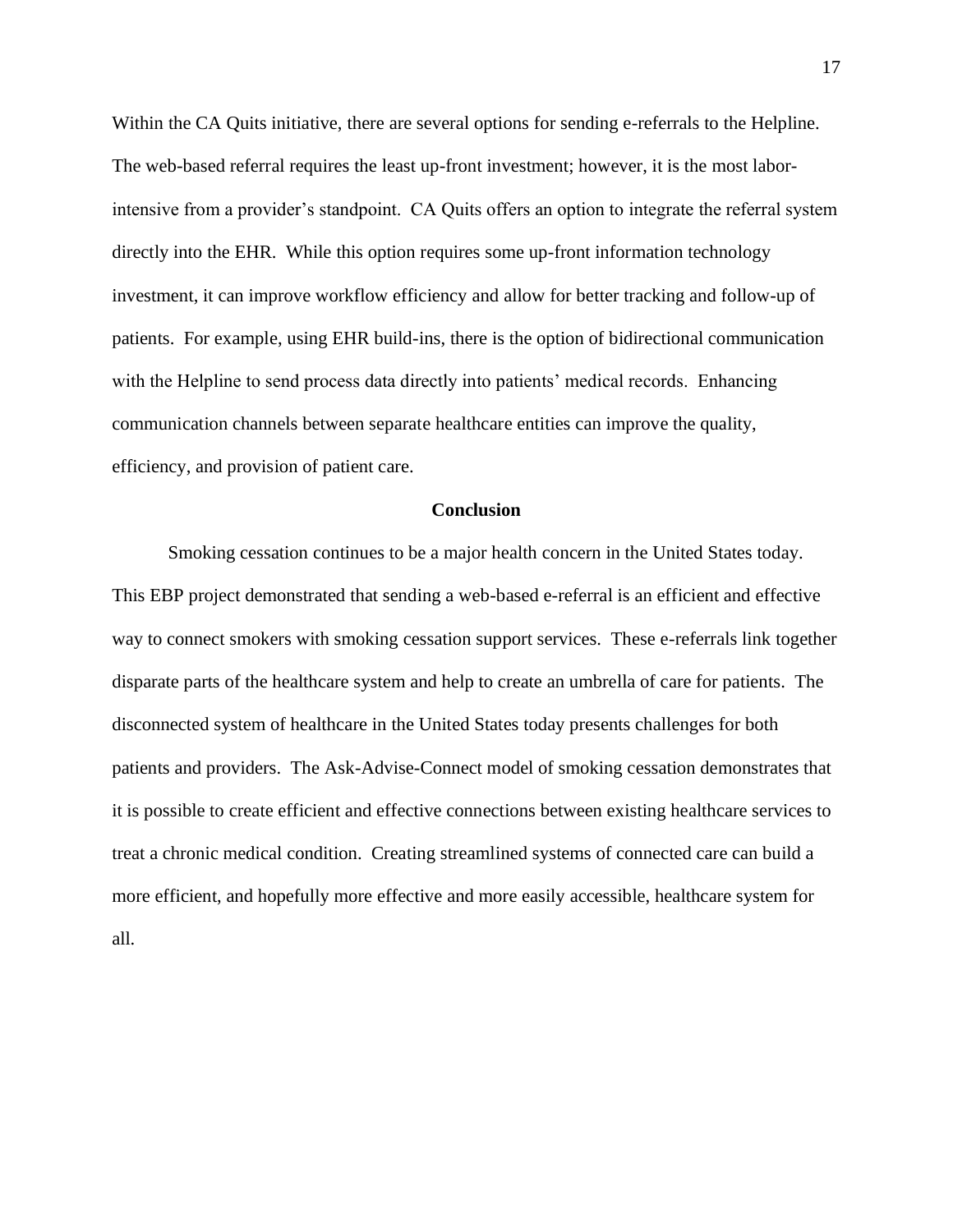Within the CA Quits initiative, there are several options for sending e-referrals to the Helpline. The web-based referral requires the least up-front investment; however, it is the most labor-intensive from a provider's standpoint. CA Quits offers an option to integrate the referral system directly into the EHR. While this option requires some up-front information technology investment, it can improve workflow efficiency and allow for better tracking and follow-up of patients. For example, using EHR build-ins, there is the option of bidirectional communication with the Helpline to send process data directly into patients' medical records. Enhancing communication channels between separate healthcare entities can improve the quality, efficiency, and provision of patient care.

## Conclusion

Smoking cessation continues to be a major health concern in the United States today. This EBP project demonstrated that sending a web-based e-referral is an efficient and effective way to connect smokers with smoking cessation support services. These e-referrals link together disparate parts of the healthcare system and help to create an umbrella of care for patients. The disconnected system of healthcare in the United States today presents challenges for both patients and providers. The Ask-Advise-Connect model of smoking cessation demonstrates that it is possible to create efficient and effective connections between existing healthcare services to treat a chronic medical condition. Creating streamlined systems of connected care can build a more efficient, and hopefully more effective and more easily accessible, healthcare system for all.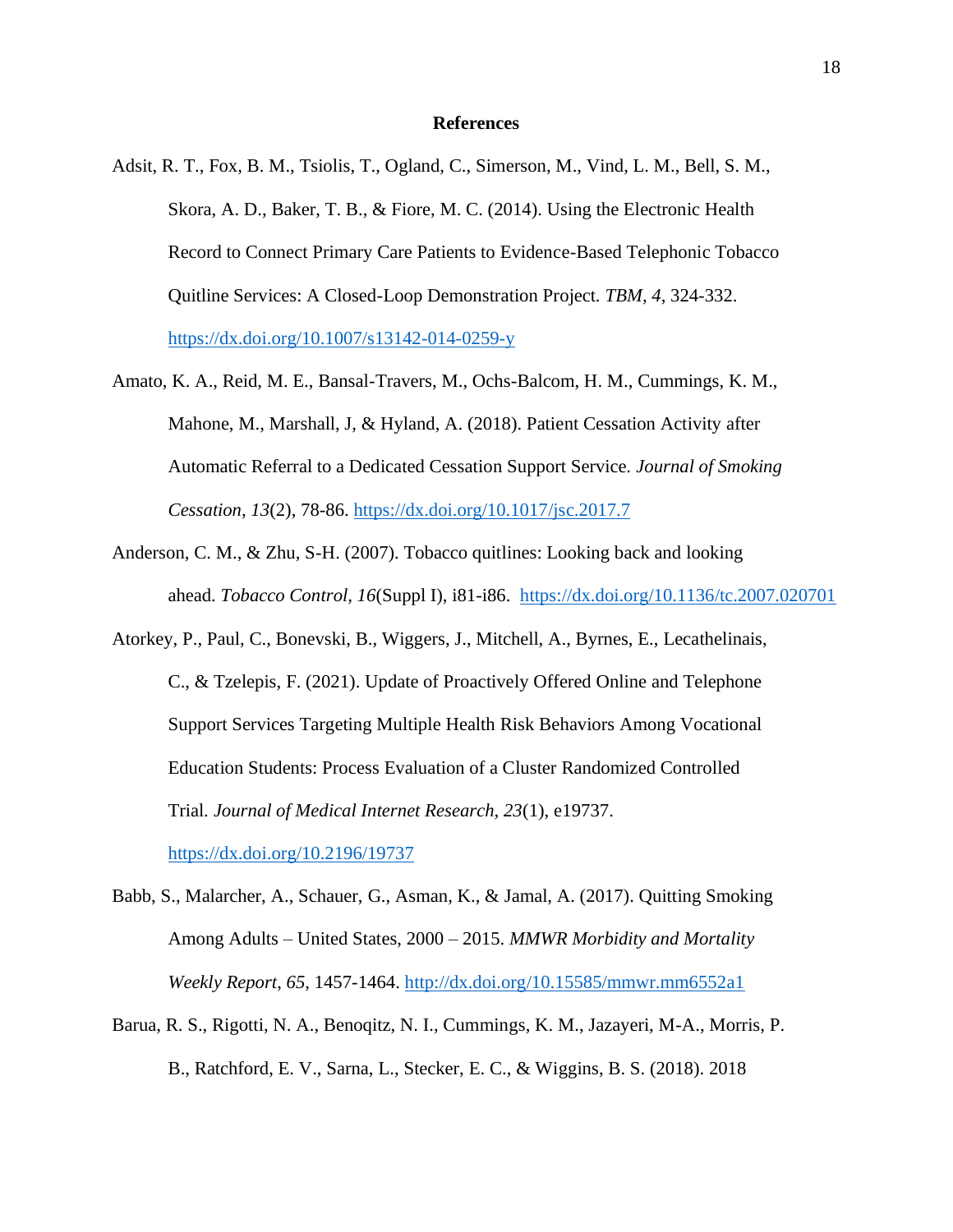## References

Adsit, R. T., Fox, B. M., Tsiolis, T., Ogland, C., Simerson, M., Vind, L. M., Bell, S. M., Skora, A. D., Baker, T. B., & Fiore, M. C. (2014). Using the Electronic Health Record to Connect Primary Care Patients to Evidence-Based Telephonic Tobacco Quitline Services: A Closed-Loop Demonstration Project. *TBM, 4*, 324-332. https://dx.doi.org/10.1007/s13142-014-0259-y

Amato, K. A., Reid, M. E., Bansal-Travers, M., Ochs-Balcom, H. M., Cummings, K. M., Mahone, M., Marshall, J, & Hyland, A. (2018). Patient Cessation Activity after Automatic Referral to a Dedicated Cessation Support Service. *Journal of Smoking Cessation*, *13*(2), 78-86. https://dx.doi.org/10.1017/jsc.2017.7

Anderson, C. M., & Zhu, S-H. (2007). Tobacco quitlines: Looking back and looking ahead. *Tobacco Control, 16*(Suppl I), i81-i86. https://dx.doi.org/10.1136/tc.2007.020701

Atorkey, P., Paul, C., Bonevski, B., Wiggers, J., Mitchell, A., Byrnes, E., Lecathelinais, C., & Tzelepis, F. (2021). Update of Proactively Offered Online and Telephone Support Services Targeting Multiple Health Risk Behaviors Among Vocational Education Students: Process Evaluation of a Cluster Randomized Controlled Trial. *Journal of Medical Internet Research, 23*(1), e19737. https://dx.doi.org/10.2196/19737

Babb, S., Malarcher, A., Schauer, G., Asman, K., & Jamal, A. (2017). Quitting Smoking Among Adults – United States, 2000 – 2015. *MMWR Morbidity and Mortality Weekly Report*, *65*, 1457-1464. http://dx.doi.org/10.15585/mmwr.mm6552a1

Barua, R. S., Rigotti, N. A., Benoqitz, N. I., Cummings, K. M., Jazayeri, M-A., Morris, P. B., Ratchford, E. V., Sarna, L., Stecker, E. C., & Wiggins, B. S. (2018). 2018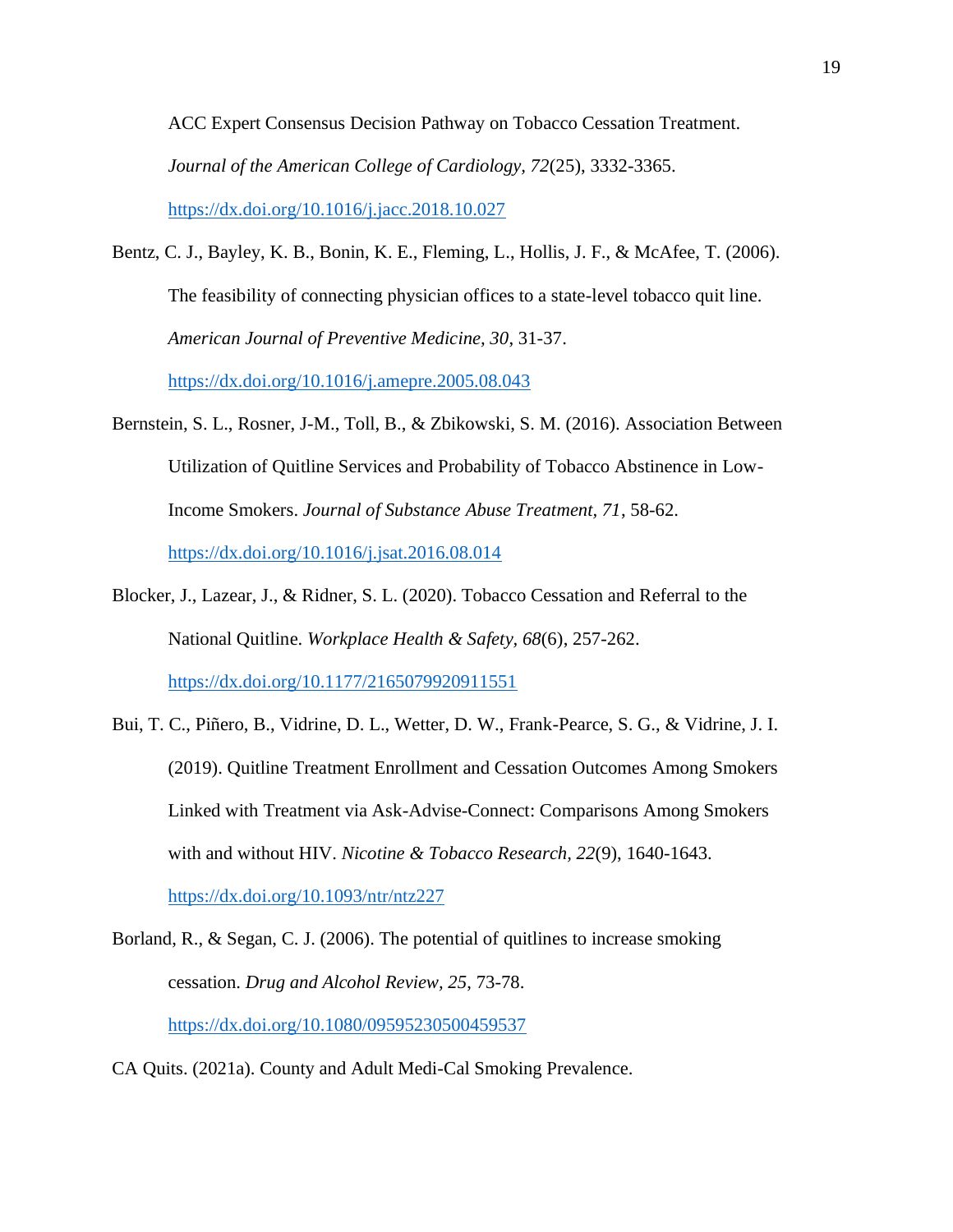ACC Expert Consensus Decision Pathway on Tobacco Cessation Treatment. *Journal of the American College of Cardiology, 72*(25), 3332-3365. https://dx.doi.org/10.1016/j.jacc.2018.10.027

Bentz, C. J., Bayley, K. B., Bonin, K. E., Fleming, L., Hollis, J. F., & McAfee, T. (2006). The feasibility of connecting physician offices to a state-level tobacco quit line. *American Journal of Preventive Medicine, 30*, 31-37. https://dx.doi.org/10.1016/j.amepre.2005.08.043

Bernstein, S. L., Rosner, J-M., Toll, B., & Zbikowski, S. M. (2016). Association Between Utilization of Quitline Services and Probability of Tobacco Abstinence in Low-Income Smokers. *Journal of Substance Abuse Treatment*, *71*, 58-62. https://dx.doi.org/10.1016/j.jsat.2016.08.014

Blocker, J., Lazear, J., & Ridner, S. L. (2020). Tobacco Cessation and Referral to the National Quitline. *Workplace Health & Safety*, *68*(6), 257-262. https://dx.doi.org/10.1177/2165079920911551

Bui, T. C., Piñero, B., Vidrine, D. L., Wetter, D. W., Frank-Pearce, S. G., & Vidrine, J. I. (2019). Quitline Treatment Enrollment and Cessation Outcomes Among Smokers Linked with Treatment via Ask-Advise-Connect: Comparisons Among Smokers with and without HIV. *Nicotine & Tobacco Research*, *22*(9), 1640-1643. https://dx.doi.org/10.1093/ntr/ntz227

Borland, R., & Segan, C. J. (2006). The potential of quitlines to increase smoking cessation. *Drug and Alcohol Review*, *25*, 73-78. https://dx.doi.org/10.1080/09595230500459537

CA Quits. (2021a). County and Adult Medi-Cal Smoking Prevalence.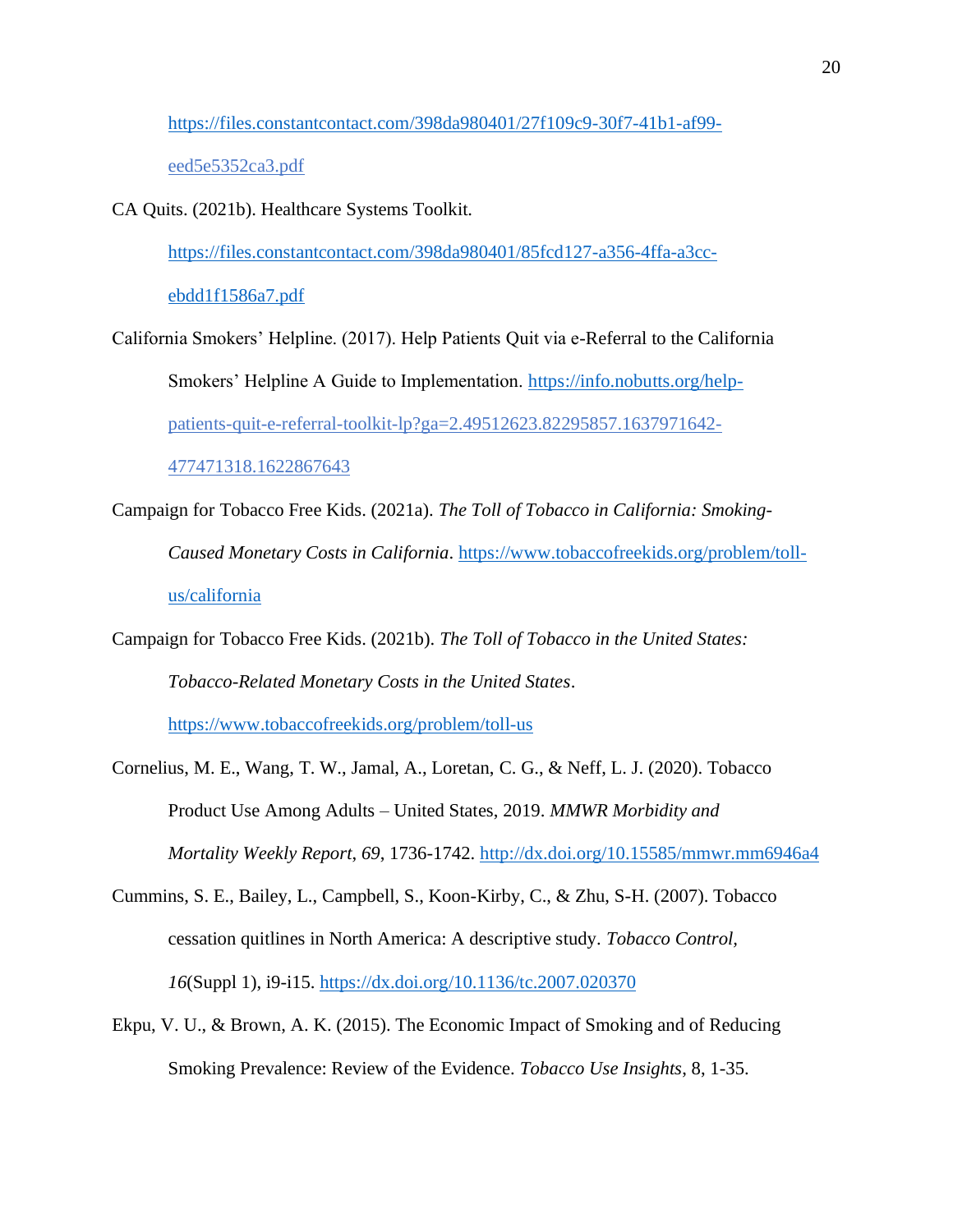https://files.constantcontact.com/398da980401/27f109c9-30f7-41b1-af99-eed5e5352ca3.pdf

CA Quits. (2021b). Healthcare Systems Toolkit. https://files.constantcontact.com/398da980401/85fcd127-a356-4ffa-a3cc-ebdd1f1586a7.pdf

California Smokers' Helpline. (2017). Help Patients Quit via e-Referral to the California Smokers' Helpline A Guide to Implementation. https://info.nobutts.org/help-patients-quit-e-referral-toolkit-lp?ga=2.49512623.82295857.1637971642-477471318.1622867643

Campaign for Tobacco Free Kids. (2021a). *The Toll of Tobacco in California: Smoking-Caused Monetary Costs in California*. https://www.tobaccofreekids.org/problem/toll-us/california

Campaign for Tobacco Free Kids. (2021b). *The Toll of Tobacco in the United States: Tobacco-Related Monetary Costs in the United States*. https://www.tobaccofreekids.org/problem/toll-us

Cornelius, M. E., Wang, T. W., Jamal, A., Loretan, C. G., & Neff, L. J. (2020). Tobacco Product Use Among Adults – United States, 2019. *MMWR Morbidity and Mortality Weekly Report*, *69*, 1736-1742. http://dx.doi.org/10.15585/mmwr.mm6946a4

Cummins, S. E., Bailey, L., Campbell, S., Koon-Kirby, C., & Zhu, S-H. (2007). Tobacco cessation quitlines in North America: A descriptive study. *Tobacco Control*, *16*(Suppl 1), i9-i15. https://dx.doi.org/10.1136/tc.2007.020370

Ekpu, V. U., & Brown, A. K. (2015). The Economic Impact of Smoking and of Reducing Smoking Prevalence: Review of the Evidence. *Tobacco Use Insights*, 8, 1-35.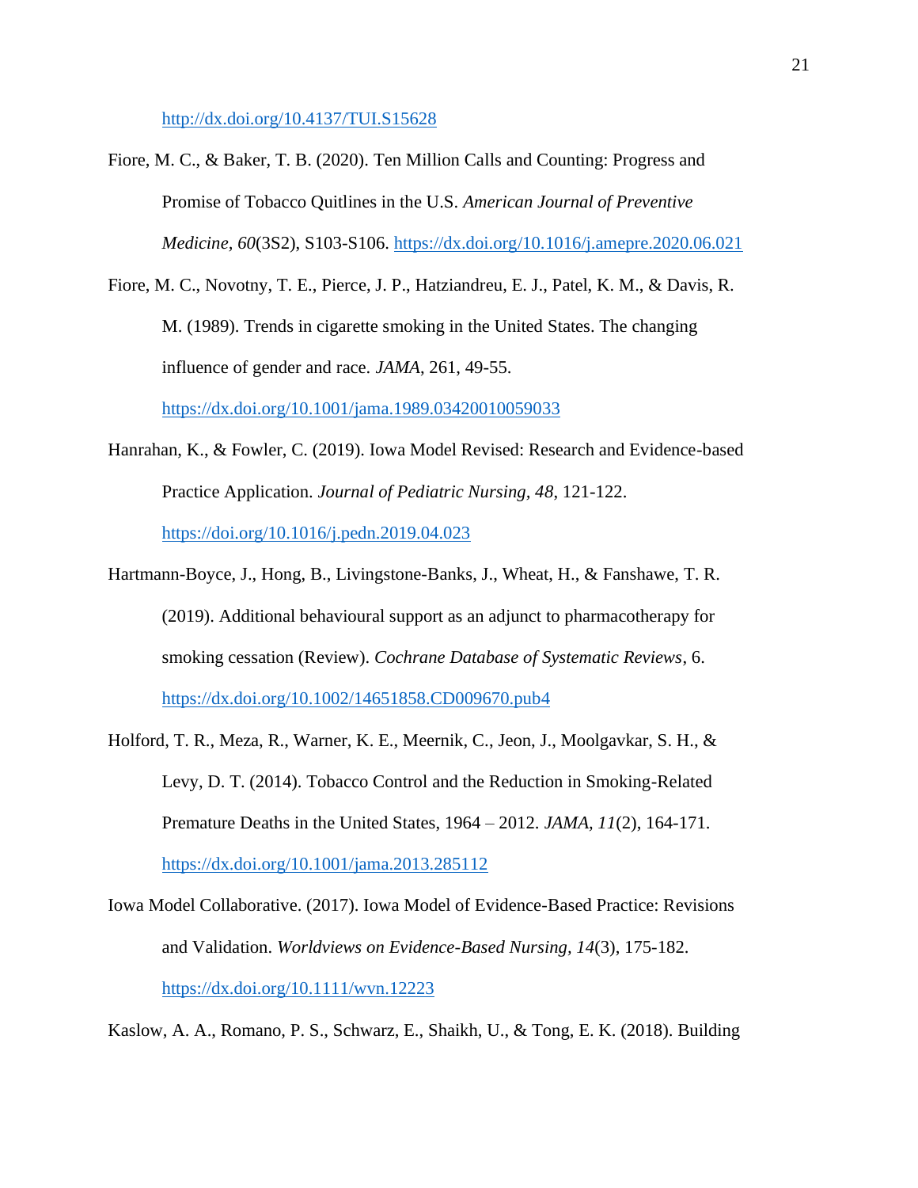http://dx.doi.org/10.4137/TUI.S15628

Fiore, M. C., & Baker, T. B. (2020). Ten Million Calls and Counting: Progress and Promise of Tobacco Quitlines in the U.S. *American Journal of Preventive Medicine, 60*(3S2), S103-S106. https://dx.doi.org/10.1016/j.amepre.2020.06.021

Fiore, M. C., Novotny, T. E., Pierce, J. P., Hatziandreu, E. J., Patel, K. M., & Davis, R. M. (1989). Trends in cigarette smoking in the United States. The changing influence of gender and race. *JAMA*, 261, 49-55. https://dx.doi.org/10.1001/jama.1989.03420010059033

Hanrahan, K., & Fowler, C. (2019). Iowa Model Revised: Research and Evidence-based Practice Application. *Journal of Pediatric Nursing, 48*, 121-122. https://doi.org/10.1016/j.pedn.2019.04.023

Hartmann-Boyce, J., Hong, B., Livingstone-Banks, J., Wheat, H., & Fanshawe, T. R. (2019). Additional behavioural support as an adjunct to pharmacotherapy for smoking cessation (Review). *Cochrane Database of Systematic Reviews*, 6. https://dx.doi.org/10.1002/14651858.CD009670.pub4

Holford, T. R., Meza, R., Warner, K. E., Meernik, C., Jeon, J., Moolgavkar, S. H., & Levy, D. T. (2014). Tobacco Control and the Reduction in Smoking-Related Premature Deaths in the United States, 1964 – 2012. *JAMA, 11*(2), 164-171. https://dx.doi.org/10.1001/jama.2013.285112

Iowa Model Collaborative. (2017). Iowa Model of Evidence-Based Practice: Revisions and Validation. *Worldviews on Evidence-Based Nursing, 14*(3), 175-182. https://dx.doi.org/10.1111/wvn.12223

Kaslow, A. A., Romano, P. S., Schwarz, E., Shaikh, U., & Tong, E. K. (2018). Building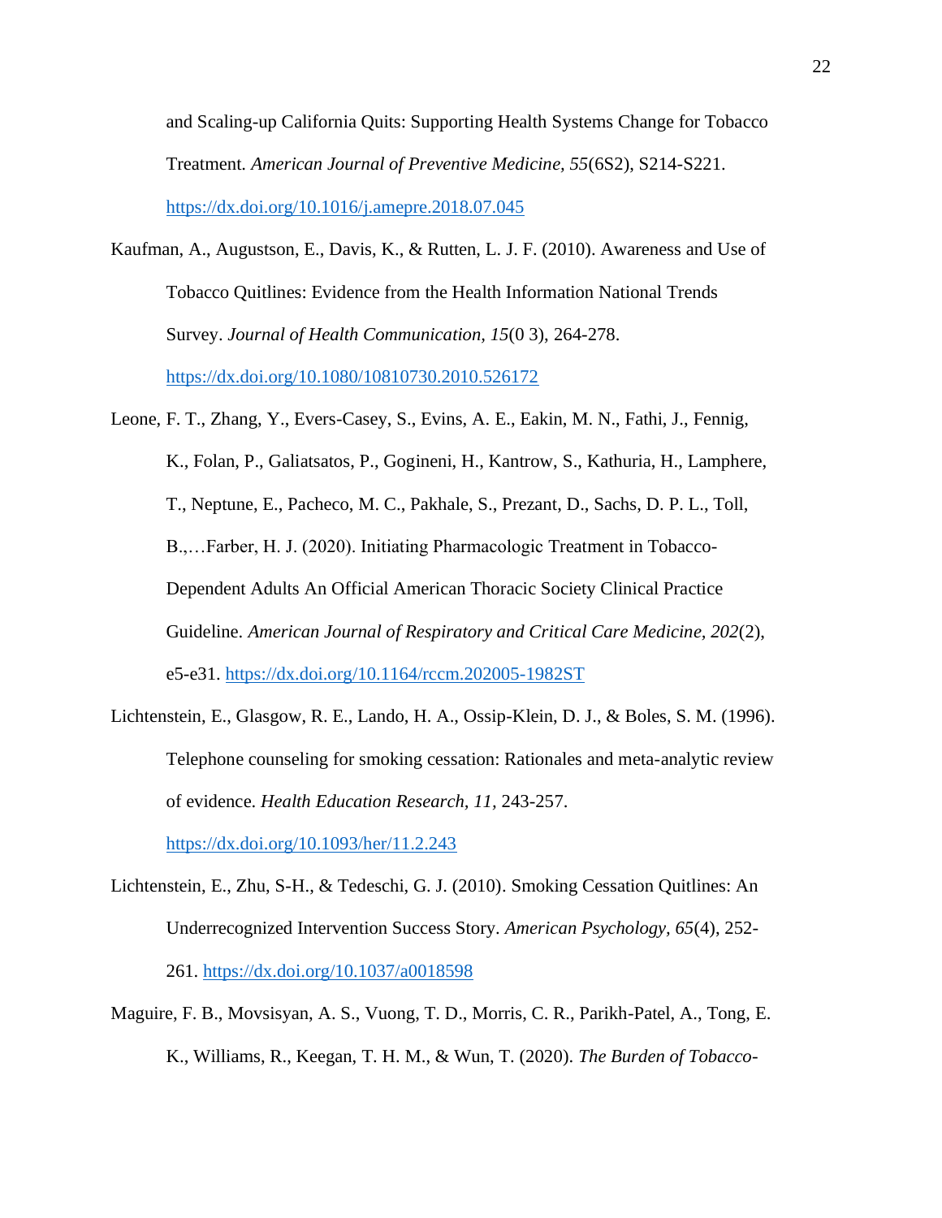and Scaling-up California Quits: Supporting Health Systems Change for Tobacco Treatment. *American Journal of Preventive Medicine, 55*(6S2), S214-S221. https://dx.doi.org/10.1016/j.amepre.2018.07.045

Kaufman, A., Augustson, E., Davis, K., & Rutten, L. J. F. (2010). Awareness and Use of Tobacco Quitlines: Evidence from the Health Information National Trends Survey. *Journal of Health Communication, 15*(0 3), 264-278. https://dx.doi.org/10.1080/10810730.2010.526172

Leone, F. T., Zhang, Y., Evers-Casey, S., Evins, A. E., Eakin, M. N., Fathi, J., Fennig, K., Folan, P., Galiatsatos, P., Gogineni, H., Kantrow, S., Kathuria, H., Lamphere, T., Neptune, E., Pacheco, M. C., Pakhale, S., Prezant, D., Sachs, D. P. L., Toll, B.,…Farber, H. J. (2020). Initiating Pharmacologic Treatment in Tobacco-Dependent Adults An Official American Thoracic Society Clinical Practice Guideline. *American Journal of Respiratory and Critical Care Medicine, 202*(2), e5-e31. https://dx.doi.org/10.1164/rccm.202005-1982ST

Lichtenstein, E., Glasgow, R. E., Lando, H. A., Ossip-Klein, D. J., & Boles, S. M. (1996). Telephone counseling for smoking cessation: Rationales and meta-analytic review of evidence. *Health Education Research, 11*, 243-257. https://dx.doi.org/10.1093/her/11.2.243

Lichtenstein, E., Zhu, S-H., & Tedeschi, G. J. (2010). Smoking Cessation Quitlines: An Underrecognized Intervention Success Story. *American Psychology, 65*(4), 252-261. https://dx.doi.org/10.1037/a0018598

Maguire, F. B., Movsisyan, A. S., Vuong, T. D., Morris, C. R., Parikh-Patel, A., Tong, E. K., Williams, R., Keegan, T. H. M., & Wun, T. (2020). *The Burden of Tobacco-*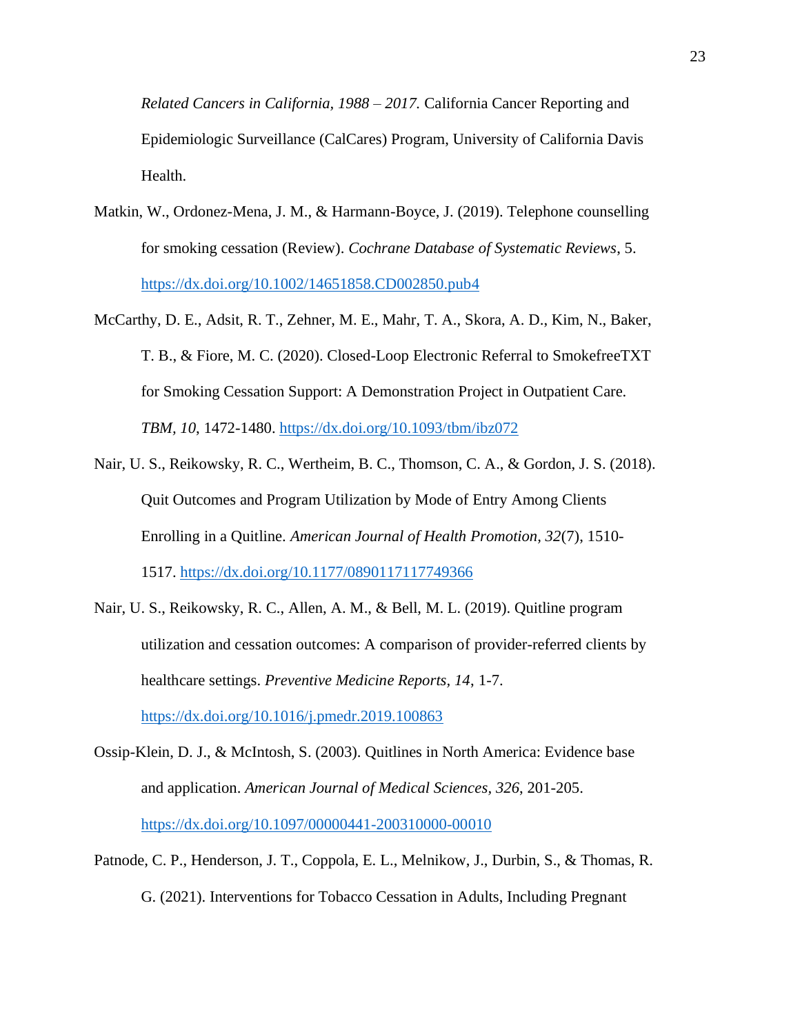*Related Cancers in California, 1988 – 2017.* California Cancer Reporting and Epidemiologic Surveillance (CalCares) Program, University of California Davis Health.

Matkin, W., Ordonez-Mena, J. M., & Harmann-Boyce, J. (2019). Telephone counselling for smoking cessation (Review). *Cochrane Database of Systematic Reviews*, 5. https://dx.doi.org/10.1002/14651858.CD002850.pub4

McCarthy, D. E., Adsit, R. T., Zehner, M. E., Mahr, T. A., Skora, A. D., Kim, N., Baker, T. B., & Fiore, M. C. (2020). Closed-Loop Electronic Referral to SmokefreeTXT for Smoking Cessation Support: A Demonstration Project in Outpatient Care. *TBM*, *10*, 1472-1480. https://dx.doi.org/10.1093/tbm/ibz072

Nair, U. S., Reikowsky, R. C., Wertheim, B. C., Thomson, C. A., & Gordon, J. S. (2018). Quit Outcomes and Program Utilization by Mode of Entry Among Clients Enrolling in a Quitline. *American Journal of Health Promotion*, *32*(7), 1510-1517. https://dx.doi.org/10.1177/0890117117749366

Nair, U. S., Reikowsky, R. C., Allen, A. M., & Bell, M. L. (2019). Quitline program utilization and cessation outcomes: A comparison of provider-referred clients by healthcare settings. *Preventive Medicine Reports, 14*, 1-7. https://dx.doi.org/10.1016/j.pmedr.2019.100863

Ossip-Klein, D. J., & McIntosh, S. (2003). Quitlines in North America: Evidence base and application. *American Journal of Medical Sciences, 326*, 201-205. https://dx.doi.org/10.1097/00000441-200310000-00010

Patnode, C. P., Henderson, J. T., Coppola, E. L., Melnikow, J., Durbin, S., & Thomas, R. G. (2021). Interventions for Tobacco Cessation in Adults, Including Pregnant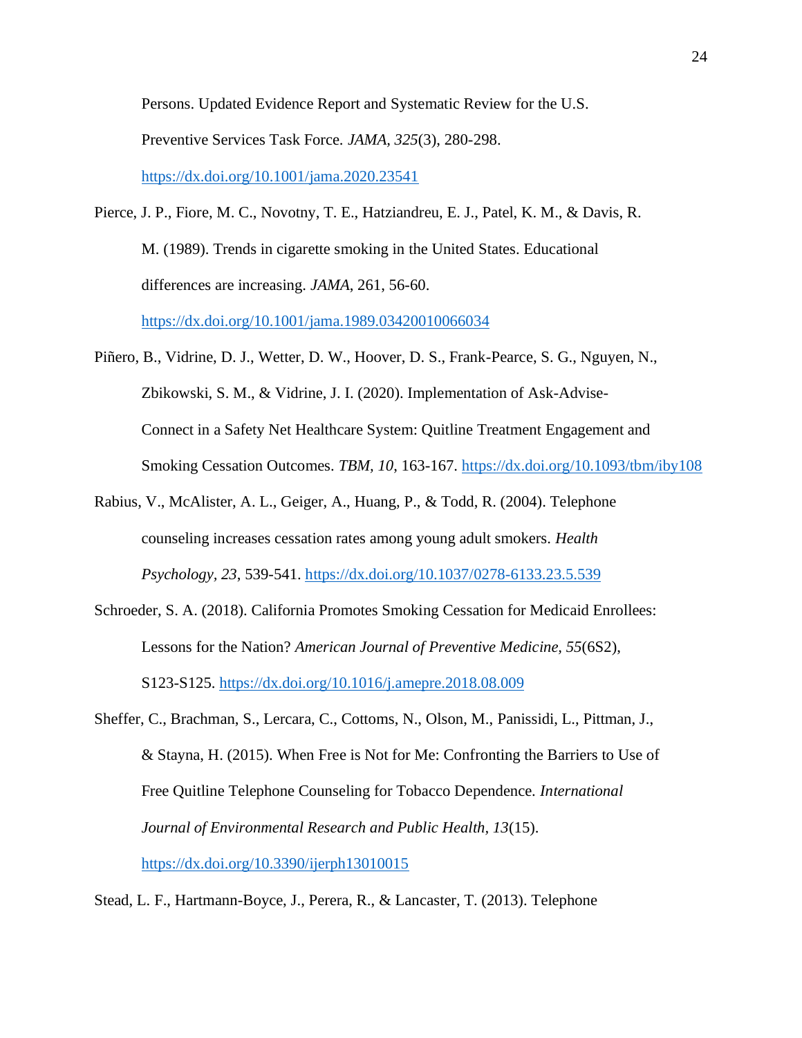Persons. Updated Evidence Report and Systematic Review for the U.S. Preventive Services Task Force. *JAMA*, *325*(3), 280-298. https://dx.doi.org/10.1001/jama.2020.23541

Pierce, J. P., Fiore, M. C., Novotny, T. E., Hatziandreu, E. J., Patel, K. M., & Davis, R. M. (1989). Trends in cigarette smoking in the United States. Educational differences are increasing. *JAMA*, 261, 56-60. https://dx.doi.org/10.1001/jama.1989.03420010066034

Piñero, B., Vidrine, D. J., Wetter, D. W., Hoover, D. S., Frank-Pearce, S. G., Nguyen, N., Zbikowski, S. M., & Vidrine, J. I. (2020). Implementation of Ask-Advise-Connect in a Safety Net Healthcare System: Quitline Treatment Engagement and Smoking Cessation Outcomes. *TBM, 10,* 163-167. https://dx.doi.org/10.1093/tbm/iby108

Rabius, V., McAlister, A. L., Geiger, A., Huang, P., & Todd, R. (2004). Telephone counseling increases cessation rates among young adult smokers. *Health Psychology, 23,* 539-541. https://dx.doi.org/10.1037/0278-6133.23.5.539

Schroeder, S. A. (2018). California Promotes Smoking Cessation for Medicaid Enrollees: Lessons for the Nation? *American Journal of Preventive Medicine, 55*(6S2), S123-S125. https://dx.doi.org/10.1016/j.amepre.2018.08.009

Sheffer, C., Brachman, S., Lercara, C., Cottoms, N., Olson, M., Panissidi, L., Pittman, J., & Stayna, H. (2015). When Free is Not for Me: Confronting the Barriers to Use of Free Quitline Telephone Counseling for Tobacco Dependence. *International Journal of Environmental Research and Public Health, 13*(15). https://dx.doi.org/10.3390/ijerph13010015

Stead, L. F., Hartmann-Boyce, J., Perera, R., & Lancaster, T. (2013). Telephone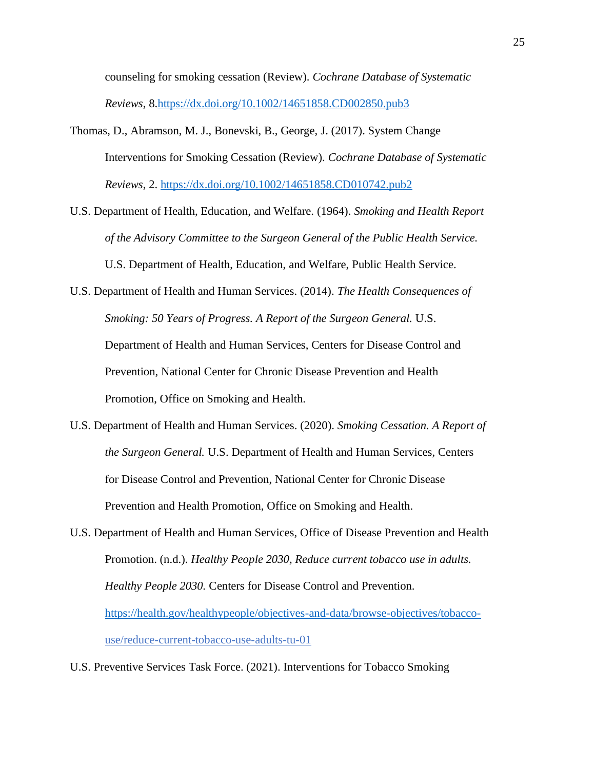counseling for smoking cessation (Review). *Cochrane Database of Systematic Reviews*, 8.https://dx.doi.org/10.1002/14651858.CD002850.pub3

Thomas, D., Abramson, M. J., Bonevski, B., George, J. (2017). System Change Interventions for Smoking Cessation (Review). *Cochrane Database of Systematic Reviews*, 2. https://dx.doi.org/10.1002/14651858.CD010742.pub2

U.S. Department of Health, Education, and Welfare. (1964). *Smoking and Health Report of the Advisory Committee to the Surgeon General of the Public Health Service.* U.S. Department of Health, Education, and Welfare, Public Health Service.

U.S. Department of Health and Human Services. (2014). *The Health Consequences of Smoking: 50 Years of Progress. A Report of the Surgeon General.* U.S. Department of Health and Human Services, Centers for Disease Control and Prevention, National Center for Chronic Disease Prevention and Health Promotion, Office on Smoking and Health.

U.S. Department of Health and Human Services. (2020). *Smoking Cessation. A Report of the Surgeon General.* U.S. Department of Health and Human Services, Centers for Disease Control and Prevention, National Center for Chronic Disease Prevention and Health Promotion, Office on Smoking and Health.

U.S. Department of Health and Human Services, Office of Disease Prevention and Health Promotion. (n.d.). *Healthy People 2030, Reduce current tobacco use in adults. Healthy People 2030.* Centers for Disease Control and Prevention. https://health.gov/healthypeople/objectives-and-data/browse-objectives/tobacco-use/reduce-current-tobacco-use-adults-tu-01

U.S. Preventive Services Task Force. (2021). Interventions for Tobacco Smoking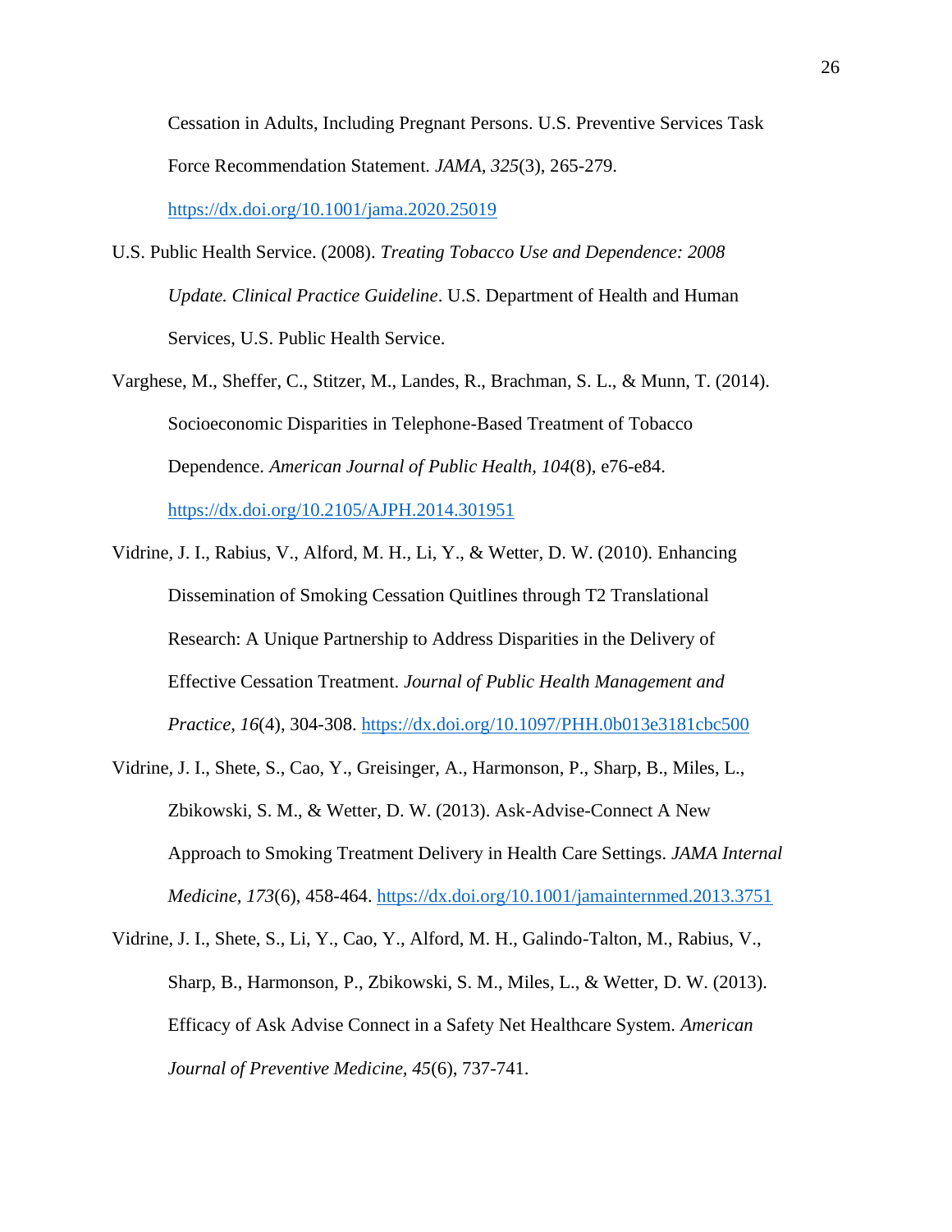Cessation in Adults, Including Pregnant Persons. U.S. Preventive Services Task Force Recommendation Statement. *JAMA, 325*(3), 265-279. https://dx.doi.org/10.1001/jama.2020.25019

U.S. Public Health Service. (2008). *Treating Tobacco Use and Dependence: 2008 Update. Clinical Practice Guideline*. U.S. Department of Health and Human Services, U.S. Public Health Service.

Varghese, M., Sheffer, C., Stitzer, M., Landes, R., Brachman, S. L., & Munn, T. (2014). Socioeconomic Disparities in Telephone-Based Treatment of Tobacco Dependence. *American Journal of Public Health, 104*(8), e76-e84. https://dx.doi.org/10.2105/AJPH.2014.301951

Vidrine, J. I., Rabius, V., Alford, M. H., Li, Y., & Wetter, D. W. (2010). Enhancing Dissemination of Smoking Cessation Quitlines through T2 Translational Research: A Unique Partnership to Address Disparities in the Delivery of Effective Cessation Treatment. *Journal of Public Health Management and Practice, 16*(4), 304-308. https://dx.doi.org/10.1097/PHH.0b013e3181cbc500

Vidrine, J. I., Shete, S., Cao, Y., Greisinger, A., Harmonson, P., Sharp, B., Miles, L., Zbikowski, S. M., & Wetter, D. W. (2013). Ask-Advise-Connect A New Approach to Smoking Treatment Delivery in Health Care Settings. *JAMA Internal Medicine, 173*(6), 458-464. https://dx.doi.org/10.1001/jamainternmed.2013.3751

Vidrine, J. I., Shete, S., Li, Y., Cao, Y., Alford, M. H., Galindo-Talton, M., Rabius, V., Sharp, B., Harmonson, P., Zbikowski, S. M., Miles, L., & Wetter, D. W. (2013). Efficacy of Ask Advise Connect in a Safety Net Healthcare System. *American Journal of Preventive Medicine, 45*(6), 737-741.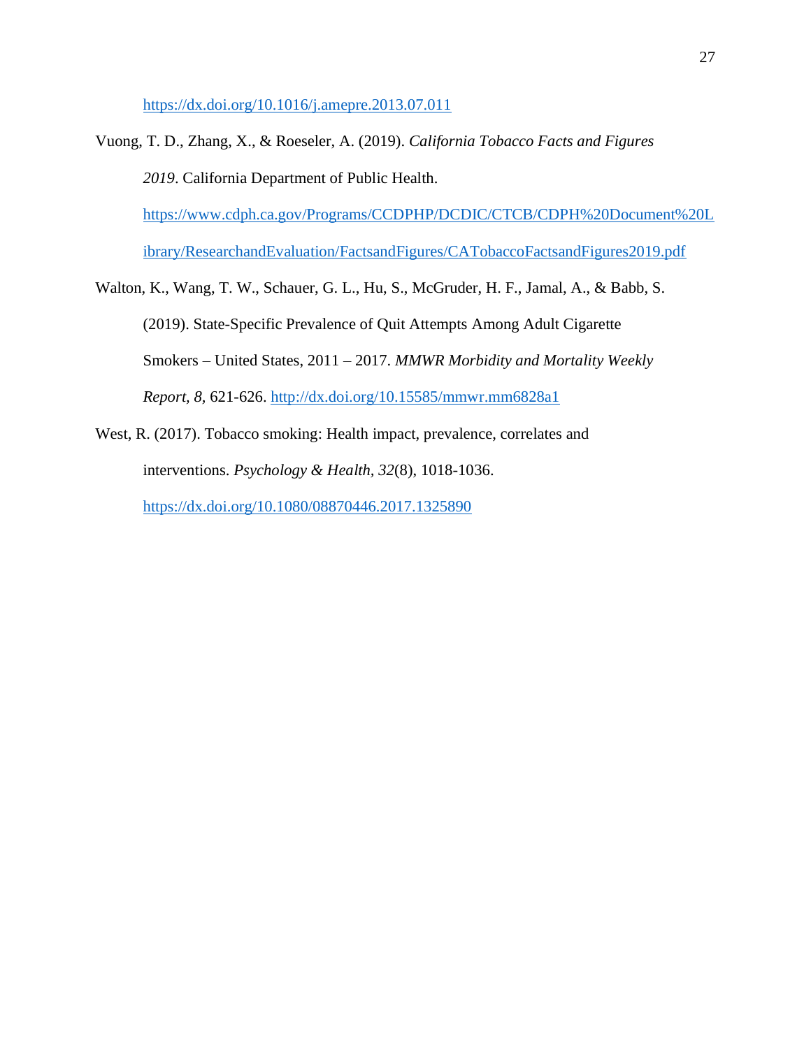https://dx.doi.org/10.1016/j.amepre.2013.07.011

Vuong, T. D., Zhang, X., & Roeseler, A. (2019). *California Tobacco Facts and Figures 2019*. California Department of Public Health. https://www.cdph.ca.gov/Programs/CCDPHP/DCDIC/CTCB/CDPH%20Document%20Library/ResearchandEvaluation/FactsandFigures/CATobaccoFactsandFigures2019.pdf

Walton, K., Wang, T. W., Schauer, G. L., Hu, S., McGruder, H. F., Jamal, A., & Babb, S. (2019). State-Specific Prevalence of Quit Attempts Among Adult Cigarette Smokers – United States, 2011 – 2017. *MMWR Morbidity and Mortality Weekly Report, 8*, 621-626. http://dx.doi.org/10.15585/mmwr.mm6828a1

West, R. (2017). Tobacco smoking: Health impact, prevalence, correlates and interventions. *Psychology & Health, 32*(8), 1018-1036. https://dx.doi.org/10.1080/08870446.2017.1325890